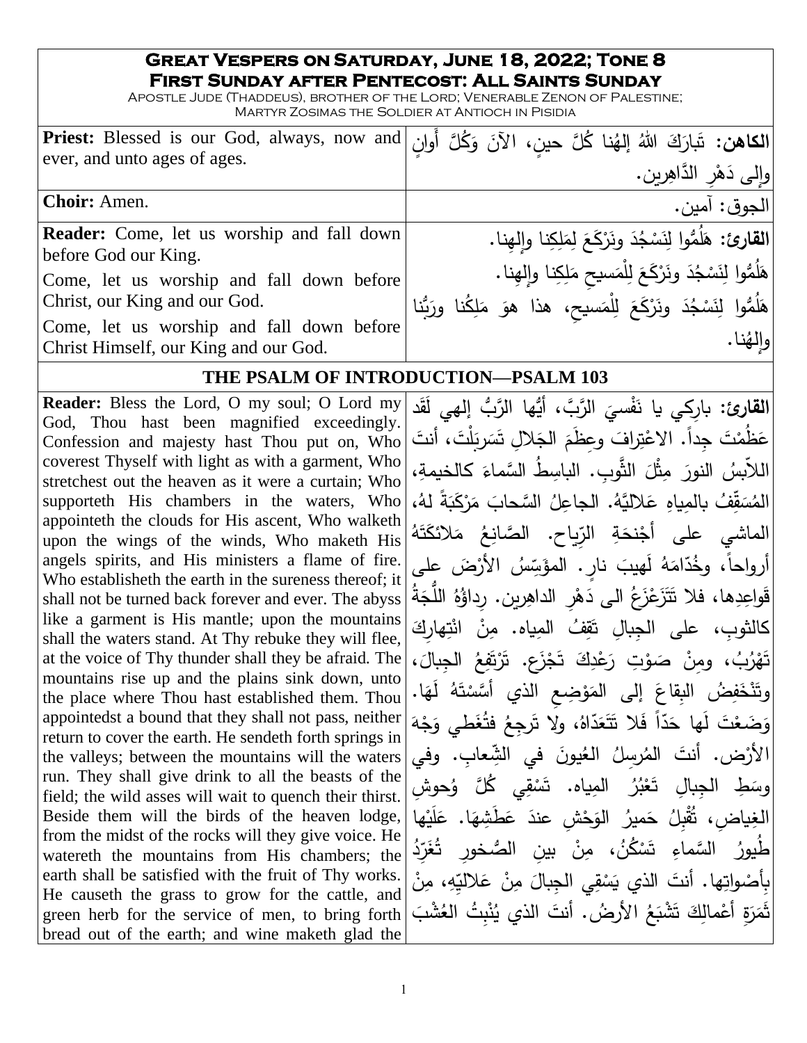# Great Vespers on Saturday, June 18, 2022; Tone 8
## First Sunday after Pentecost: All Saints Sunday

Apostle Jude (Thaddeus), brother of the Lord; Venerable Zenon of Palestine; Martyr Zosimas the Soldier at Antioch in Pisidia

| | |
|---|---|
| **Priest:** Blessed is our God, always, now and ever, and unto ages of ages. | **الكاهن:** تَبارَكَ اللهُ إلهُنا كُلَّ حينٍ، الآنَ وَكُلَّ أَوانٍ وإلى دَهْرِ الدَّاهِرين. |
| **Choir:** Amen. | الجوق: آمين. |
| **Reader:** Come, let us worship and fall down before God our King.<br>Come, let us worship and fall down before Christ, our King and our God.<br>Come, let us worship and fall down before Christ Himself, our King and our God. | **القارئ:** هَلُمُّوا لِنَسْجُدَ ونَرْكَعَ لِمَلِكِنا وإلهِنا.<br>هَلُمُّوا لِنَسْجُدَ ونَرْكَعَ لِلْمَسيحِ مَلِكِنا وإلهِنا.<br>هَلُمُّوا لِنَسْجُدَ ونَرْكَعَ لِلْمَسيحِ، هذا هوَ مَلِكُنا ورَبُّنا وإلهُنا. |

## THE PSALM OF INTRODUCTION—PSALM 103

| | |
|---|---|
| **Reader:** Bless the Lord, O my soul; O Lord my God, Thou hast been magnified exceedingly. Confession and majesty hast Thou put on, Who coverest Thyself with light as with a garment, Who stretchest out the heaven as it were a curtain; Who supporteth His chambers in the waters, Who appointeth the clouds for His ascent, Who walketh upon the wings of the winds, Who maketh His angels spirits, and His ministers a flame of fire. Who establisheth the earth in the sureness thereof; it shall not be turned back forever and ever. The abyss like a garment is His mantle; upon the mountains shall the waters stand. At Thy rebuke they will flee, at the voice of Thy thunder shall they be afraid. The mountains rise up and the plains sink down, unto the place where Thou hast established them. Thou appointedst a bound that they shall not pass, neither return to cover the earth. He sendeth forth springs in the valleys; between the mountains will the waters run. They shall give drink to all the beasts of the field; the wild asses will wait to quench their thirst. Beside them will the birds of the heaven lodge, from the midst of the rocks will they give voice. He watereth the mountains from His chambers; the earth shall be satisfied with the fruit of Thy works. He causeth the grass to grow for the cattle, and green herb for the service of men, to bring forth bread out of the earth; and wine maketh glad the | **القارئ:** بارِكي يا نَفْسيَ الرَّبَّ، أيُّها الرَّبُّ إلهي لَقَد عَظُمْتَ جِداً. الاعْتِرافَ وعِظَمَ الجَلالِ تَسَرِبَلْتَ، أنتَ اللاّبِسُ النورَ مِثْلَ الثَّوبِ. الباسِطُ السَّماءَ كالخيمةِ، المُسَقِّفُ بالمِياهِ عَلاليَّهُ. الجاعِلُ السَّحابَ مَرْكَبَةً لهُ، الماشي على أجْنحَةِ الرِّياح. الصَّانِعُ مَلائكَتَهُ أرواحاً، وخُدّامَهُ لَهيبَ نارٍ. المؤَسِّسُ الأرْضَ على قَواعِدِها، فلا تَتَزَعْزَعُ الى دَهْرِ الداهِرين. رِداؤُهُ اللُّجَةُ كالثوبِ، على الجِبالِ تَقِفُ المِياه. مِنْ انْتِهارِكَ تَهْرُبُ، ومِنْ صَوْتِ رَعْدِكَ تَجْزَع. تَرْتَفِعُ الجِبالَ، وتَنْخَفِضُ البِقاعَ إلى المَوْضِعِ الذي أَسَّسْتَهُ لَهَا. وَضَعْتَ لَها حَدّاً فَلا تَتَعَدّاهُ، ولا تَرجِعُ فتُغَطي وَجْهَ الأرْض. أنتَ المُرسِلُ العُيونَ في الشِّعابِ. وفي وسَطِ الجِبالِ تَعْبُرُ المِياه. تَسْقِي كُلَّ وُحوشِ الغِياضِ، تُقْبِلُ حَميرُ الوَحْشِ عندَ عَطَشِهَا. عَلَيْها طُيورُ السَّماءِ تَسْكُنُ، مِنْ بينِ الصُّخورِ تُغَرِّدُ بِأَصْواتِها. أنتَ الذي يَسْقِي الجِبالَ مِنْ عَلاليِّهِ، مِنْ ثَمَرَةِ أعْمالِكَ تَشْبَعُ الأرضُ. أنتَ الذي يُنْبِتُ العُشْبَ |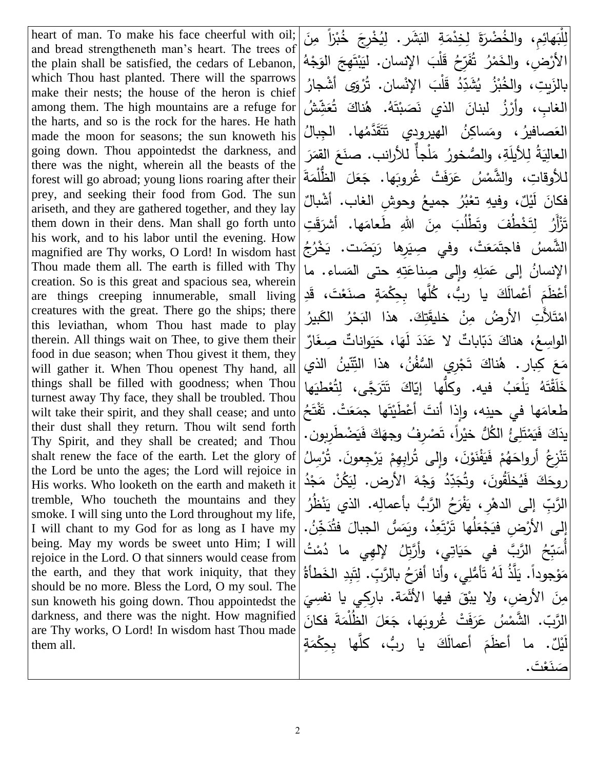| | |
|---|---|
| heart of man. To make his face cheerful with oil; and bread strengtheneth man's heart. The trees of the plain shall be satisfied, the cedars of Lebanon, which Thou hast planted. There will the sparrows make their nests; the house of the heron is chief among them. The high mountains are a refuge for the harts, and so is the rock for the hares. He hath made the moon for seasons; the sun knoweth his going down. Thou appointedst the darkness, and there was the night, wherein all the beasts of the forest will go abroad; young lions roaring after their prey, and seeking their food from God. The sun ariseth, and they are gathered together, and they lay them down in their dens. Man shall go forth unto his work, and to his labor until the evening. How magnified are Thy works, O Lord! In wisdom hast Thou made them all. The earth is filled with Thy creation. So is this great and spacious sea, wherein are things creeping innumerable, small living creatures with the great. There go the ships; there this leviathan, whom Thou hast made to play therein. All things wait on Thee, to give them their food in due season; when Thou givest it them, they will gather it. When Thou openest Thy hand, all things shall be filled with goodness; when Thou turnest away Thy face, they shall be troubled. Thou wilt take their spirit, and they shall cease; and unto their dust shall they return. Thou wilt send forth Thy Spirit, and they shall be created; and Thou shalt renew the face of the earth. Let the glory of the Lord be unto the ages; the Lord will rejoice in His works. Who looketh on the earth and maketh it tremble, Who toucheth the mountains and they smoke. I will sing unto the Lord throughout my life, I will chant to my God for as long as I have my being. May my words be sweet unto Him; I will rejoice in the Lord. O that sinners would cease from the earth, and they that work iniquity, that they should be no more. Bless the Lord, O my soul. The sun knoweth his going down. Thou appointedst the darkness, and there was the night. How magnified are Thy works, O Lord! In wisdom hast Thou made them all. | لِلْبَهائِمِ، والخُضْرَةَ لِخِدْمَةِ البَشَر. لِيُخْرِجَ خُبْزاً مِنَ الأرْضِ، والخَمْرُ تُفَرِّحُ قَلْبَ الإنسان. لِيَبْتَهِجَ الوَجْهُ بالزَيتِ، والخُبْزُ يُشَدِّدُ قَلْبَ الإنْسان. تُرْوَى أَشْجارُ الغابِ، وأرْزُ لبنانَ الذي نَصَبْتَهُ. هُناكَ تُعَشِّشُ العَصافيرُ، ومَساكِنُ الهيرودي تَتَقَدَّمُها. الجِبالُ العالِيَةُ لِلأيلَةِ، والصُّخورُ مَلْجأٌ للأرانب. صنَعَ القمَرَ للأوقاتِ، والشَّمْسُ عَرَفَتْ غُروبَها. جَعَلَ الظُّلْمَةَ فكانَ لَيْلٌ، وفيهِ تعْبُرُ جميعُ وحوشِ الغاب. أشْبالٌ تَزْأَرُ لِتَخْطُفَ وتَطْلُبَ مِنَ اللهِ طَعامَها. أشرَقَتِ الشَّمسُ فاجتَمَعَتْ، وفي صِيَرِها رَبَضَت. يَخْرُجُ الإنسانُ إلى عَمَلِهِ وإلى صِناعَتِهِ حتى المَساء. ما أعْظَمَ أعْمالَكَ يا ربُّ، كُلُّها بِحِكْمَةٍ صنَعْتَ، قَدِ امْتَلأَتِ الأرضُ مِنْ خليقَتِكَ. هذا البَحْرُ الكَبيرُ الواسِعُ، هناكَ دَبّاباتٌ لا عَدَدَ لَها، حَيَواناتٌ صِغَارٌ مَعَ كِبار. هُناكَ تَجْرِي السُّفُنُ، هذا التِّنّينُ الذي خَلَقْتَهُ يَلْعَبُ فيه. وكلُّها إيّاكَ تَتَرَجَّى، لِتُعْطِيَها طعامَها في حينِه، وإذا أنتَ أعْطَيْتَها جمَعَتْ. تَفْتَحُ يدَكَ فَيَمْتَلِئُ الكُلُّ خيْراً، تَصْرِفُ وجهَكَ فَيَضْطَرِبون. تَنْزِعُ أرواحَهُمْ فَيَفْنَوْنَ، وإلى تُرابِهِمْ يَرْجِعونَ. تُرْسِلُ روحَكَ فَيُخلَقُونَ، وتُجَدِّدُ وَجْهَ الأرض. لِيَكُنْ مَجْدُ الرَّبِّ إلى الدهْرِ، يَفْرَحُ الرَّبُّ بأعمالِه. الذي يَنْظُرُ إلى الأرْضِ فيَجْعَلُها تَرْتَعِدُ، ويَمَسُّ الجبالَ فتُدَخِّنُ. أُسَبِّحُ الرَّبَّ في حَيَاتِي، وأرَتِّلُ لإلهِي ما دُمْتُ مَوْجوداً. يَلَذُّ لَهُ تَأمُّلِي، وأنا أفرَحُ بالرَّبِّ. لِتَبِدِ الخَطأةُ مِنَ الأرضِ، ولا يبْقَ فيها الأثَمَة. بارِكِي يا نفسِيَ الرَّبّ. الشَّمْسُ عَرَفَتْ غُروبَها، جَعَلَ الظُّلْمَةَ فكانَ لَيْلٌ. ما أعظَمَ أعمالَكَ يا ربُّ، كلَّها بِحِكْمَةٍ صَنَعْتَ. |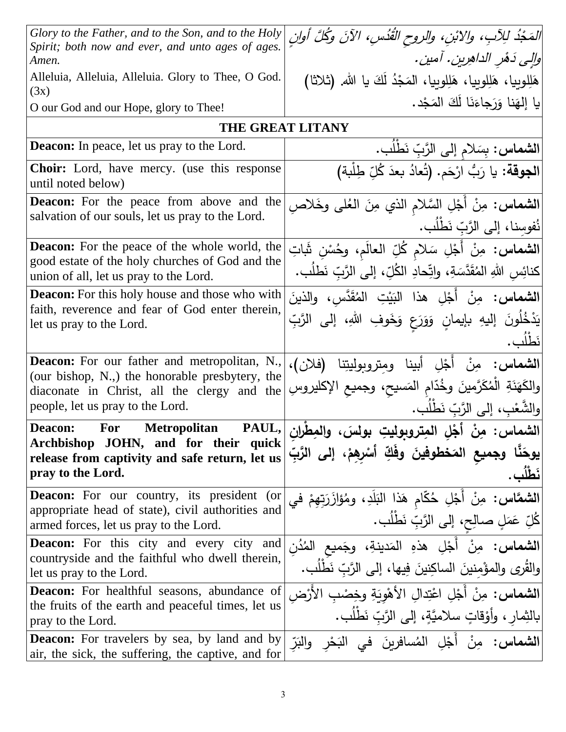| | |
|---|---|
| *Glory to the Father, and to the Son, and to the Holy Spirit; both now and ever, and unto ages of ages. Amen.*<br>Alleluia, Alleluia, Alleluia. Glory to Thee, O God. (3x)<br>O our God and our Hope, glory to Thee! | *المَجْدُ لِلآبِ، والابْنِ، والروحِ القُدُسِ، الآنَ وكُلَّ أوانٍ وإلى دَهْرِ الداهِرين. آمين.*<br>هَلِلوييا، هَلِلوييا، هَلِلوييا، المَجْدُ لَكَ يا الله. (ثلاثا)<br>يا إلهَنا وَرَجاءَنَا لَكَ المَجْد. |
| **THE GREAT LITANY** | |
| **Deacon:** In peace, let us pray to the Lord. | **الشماس:** بِسَلامٍ إلى الرَّبِّ نَطْلُب. |
| **Choir:** Lord, have mercy. (use this response until noted below) | **الجوقة:** يا رَبُّ ارْحَم. (تُعادُ بعدَ كُلِّ طِلْبة) |
| **Deacon:** For the peace from above and the salvation of our souls, let us pray to the Lord. | **الشماس:** مِنْ أَجْلِ السَّلامِ الذي مِنَ العُلى وخَلاصِ نُفوسِنا، إلى الرَّبِّ نَطْلُب. |
| **Deacon:** For the peace of the whole world, the good estate of the holy churches of God and the union of all, let us pray to the Lord. | **الشماس:** مِنْ أَجْلِ سَلامِ كُلِّ العالَمِ، وحُسْنِ ثَباتِ كنائِسِ اللهِ المُقَدَّسَةِ، واتِّحادِ الكُلِّ، إلى الرَّبِّ نَطلُب. |
| **Deacon:** For this holy house and those who with faith, reverence and fear of God enter therein, let us pray to the Lord. | **الشماس:** مِنْ أَجْلِ هذا البَيْتِ المُقَدَّسِ، والذينَ يَدْخُلُونَ إليهِ بإيمانٍ وَوَرَعٍ وَخَوفِ اللهِ، إلى الرَّبِّ نَطْلُب. |
| **Deacon:** For our father and metropolitan, N., (our bishop, N.,) the honorable presbytery, the diaconate in Christ, all the clergy and the people, let us pray to the Lord. | **الشماس:** مِنْ أَجْلِ أبينا ومتروبوليتِنا (فلان)، والكَهَنَةِ المُكَرَّمينَ وخُدّامِ المَسيحِ، وجميعِ الإكليروسِ والشَّعْبِ، إلى الرَّبِّ نَطْلُب. |
| **Deacon: For Metropolitan PAUL, Archbishop JOHN, and for their quick release from captivity and safe return, let us pray to the Lord.** | **الشماس: مِنْ أَجْلِ المِتروبوليتِ بولسَ، والمِطْرانِ يوحَنَّا وجميعِ المَخطوفينَ وفَكِّ أَسْرِهِمْ، إلى الرَّبِّ نَطْلُب.** |
| **Deacon:** For our country, its president (or appropriate head of state), civil authorities and armed forces, let us pray to the Lord. | **الشمّاس:** مِنْ أَجْلِ حُكّامِ هَذا البَلَدِ، ومُؤازَرَتِهِمْ في كُلِّ عَمَلٍ صالِحٍ، إلى الرَّبِّ نَطْلُب. |
| **Deacon:** For this city and every city and countryside and the faithful who dwell therein, let us pray to the Lord. | **الشماس:** مِنْ أَجْلِ هذهِ المَدينةِ، وجَميعِ المُدُنِ والقُرى والمؤْمِنينَ الساكِنينَ فِيها، إلى الرَّبِّ نَطْلُب. |
| **Deacon:** For healthful seasons, abundance of the fruits of the earth and peaceful times, let us pray to the Lord. | **الشماس:** مِنْ أَجْلِ اعْتِدالِ الأَهْوِيَةِ وخِصْبِ الأَرْضِ بالثِمارِ، وأَوْقاتٍ سلاميَّةٍ، إلى الرَّبِّ نَطْلُب. |
| **Deacon:** For travelers by sea, by land and by air, the sick, the suffering, the captive, and for | **الشماس:** مِنْ أَجْلِ المُسافرينَ في البَحْرِ والبَرّ |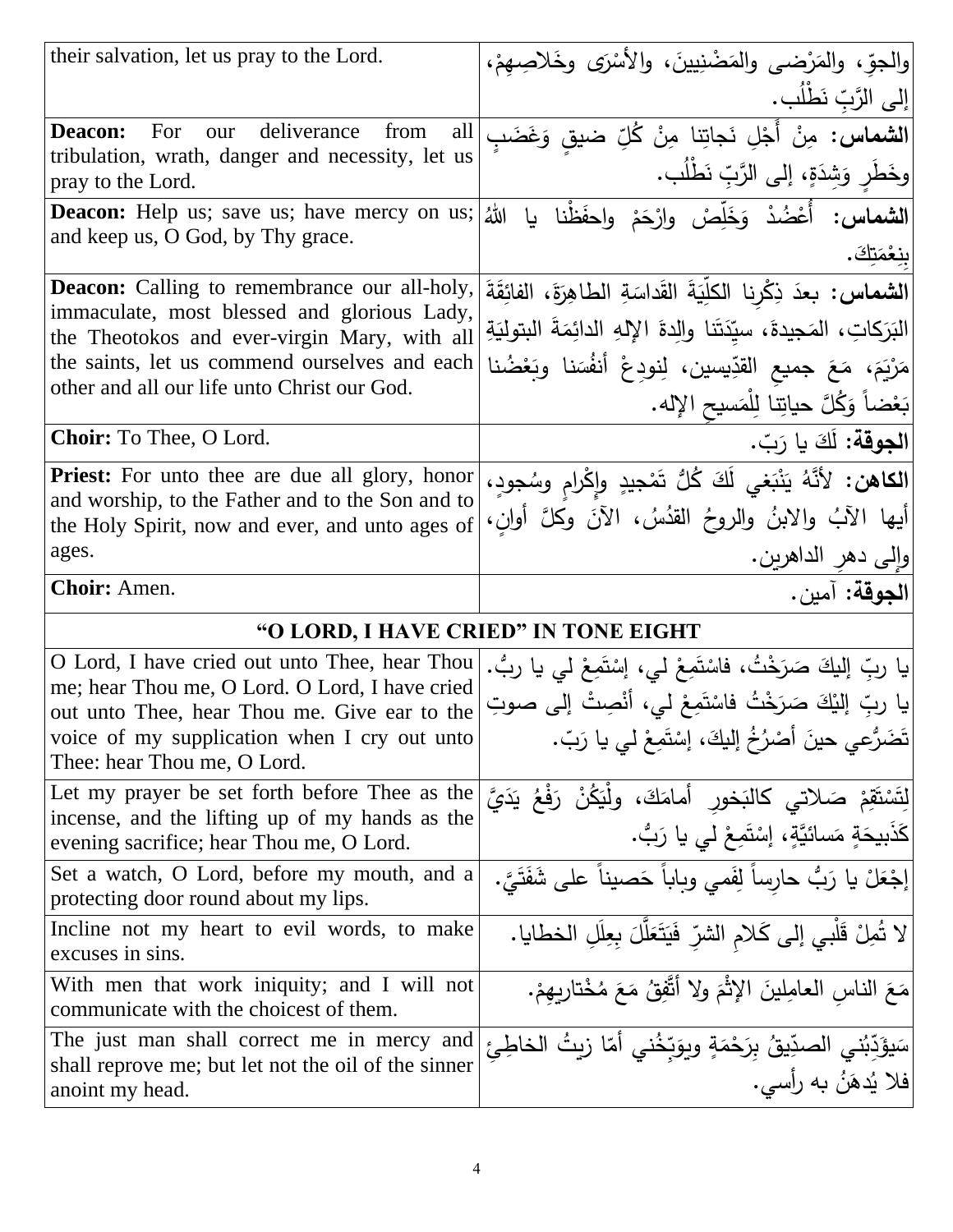| | |
|---|---|
| their salvation, let us pray to the Lord. | والجوّ، والمَرْضى والمَضْنِيينَ، والأسْرَى وخَلاصِهِمْ، إلى الرَّبِّ نَطْلُب. |
| **Deacon:** For our deliverance from all tribulation, wrath, danger and necessity, let us pray to the Lord. | **الشماس:** مِنْ أَجْلِ نَجاتِنا مِنْ كُلِّ ضيقٍ وَغَضَبٍ وخَطَرٍ وَشِدَةٍ، إلى الرَّبِّ نَطْلُب. |
| **Deacon:** Help us; save us; have mercy on us; and keep us, O God, by Thy grace. | **الشماس:** أُعْضُدْ وَخَلِّصْ وارْحَمْ واحفَظْنا يا اللهُ بِنِعْمَتِكَ. |
| **Deacon:** Calling to remembrance our all-holy, immaculate, most blessed and glorious Lady, the Theotokos and ever-virgin Mary, with all the saints, let us commend ourselves and each other and all our life unto Christ our God. | **الشماس:** بعدَ ذِكْرِنا الكلِّيَةَ القَداسَةِ الطاهِرَةَ، الفائِقَةَ البَرَكاتِ، المَجيدةَ، سيّدَتَنا والِدةَ الإلهِ الدائِمَةَ البتولِيَةِ مَرْيَمَ، مَعَ جميعِ القدّيسين، لِنودِعْ أنفُسَنا وبَعْضُنا بَعْضاً وَكُلَّ حياتِنا لِلْمَسيحِ الإله. |
| **Choir:** To Thee, O Lord. | **الجوقة:** لَكَ يا رَبّ. |
| **Priest:** For unto thee are due all glory, honor and worship, to the Father and to the Son and to the Holy Spirit, now and ever, and unto ages of ages. | **الكاهن:** لأنَّهُ يَنْبَغي لَكَ كُلُّ تَمْجيدٍ وإِكْرامٍ وسُجودٍ، أيها الآبُ والابنُ والروحُ القدُسُ، الآنَ وكلَّ أوانٍ، وإلى دهرِ الداهرين. |
| **Choir:** Amen. | **الجوقة:** آمين. |
| **"O LORD, I HAVE CRIED" IN TONE EIGHT** | |
| O Lord, I have cried out unto Thee, hear Thou me; hear Thou me, O Lord. O Lord, I have cried out unto Thee, hear Thou me. Give ear to the voice of my supplication when I cry out unto Thee: hear Thou me, O Lord. | يا ربِّ إليكَ صَرَخْتُ، فاسْتَمِعْ لي، إسْتَمِعْ لي يا ربُّ. يا ربِّ إلَيْكَ صَرَخْتُ فاسْتَمِعْ لي، أنْصِتْ إلى صوتِ تَضَرُّعي حينَ أصْرُخُ إليكَ، إسْتَمِعْ لي يا رَبّ. |
| Let my prayer be set forth before Thee as the incense, and the lifting up of my hands as the evening sacrifice; hear Thou me, O Lord. | لِتَسْتَقِمْ صَلاتي كالبَخورِ أمامَكَ، ولْيَكُنْ رَفْعُ يَدَيَّ كَذَبيحَةٍ مَسائيَّةٍ، إسْتَمِعْ لي يا رَبُّ. |
| Set a watch, O Lord, before my mouth, and a protecting door round about my lips. | إجْعَلْ يا رَبُّ حارِساً لِفَمي وباباً حَصيناً على شَفَتَيَّ. |
| Incline not my heart to evil words, to make excuses in sins. | لا تُمِلْ قَلْبي إلى كَلامِ الشرِّ فَيَتَعَلَّلَ بِعِلَلِ الخطايا. |
| With men that work iniquity; and I will not communicate with the choicest of them. | مَعَ الناسِ العامِلينَ الإثْمَ ولا أتَّفِقُ مَعَ مُخْتاريهِمْ. |
| The just man shall correct me in mercy and shall reprove me; but let not the oil of the sinner anoint my head. | سَيؤَدِّبُني الصدّيقُ بِرَحْمَةٍ ويوَبِّخُني أمّا زيتُ الخاطِئِ فلا يُدهَنُ به رأسي. |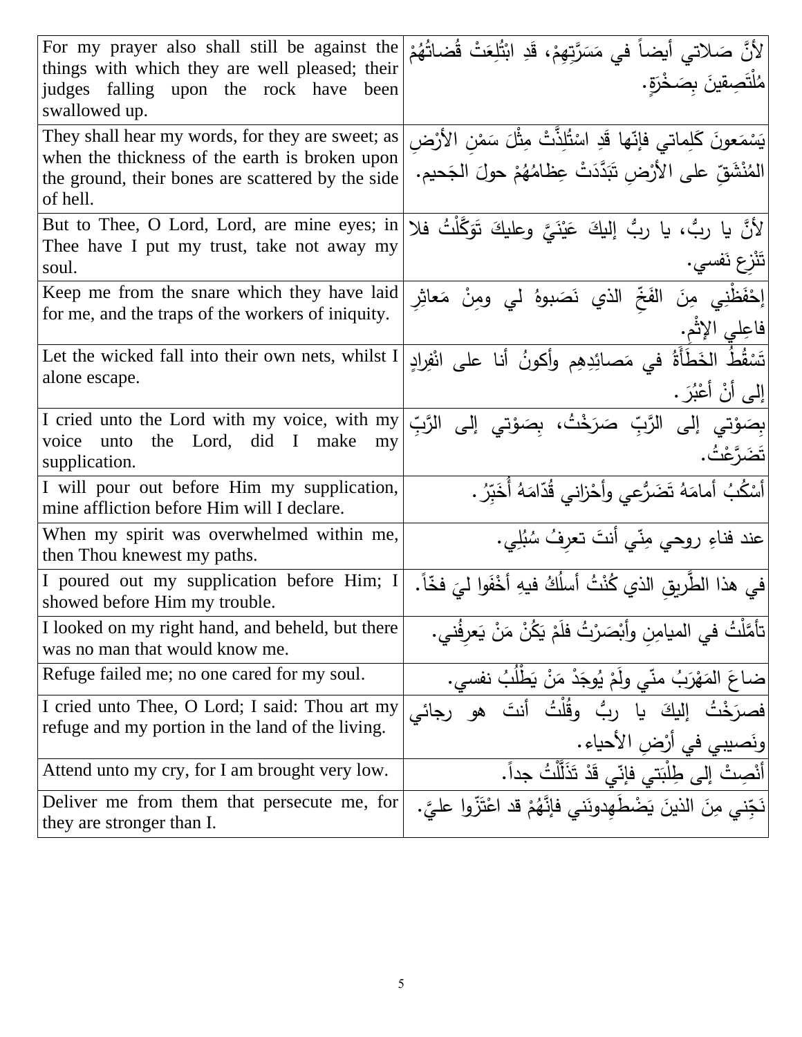| For my prayer also shall still be against the things with which they are well pleased; their judges falling upon the rock have been swallowed up. | لأنَّ صَلاتي أيضاً في مَسَرَّتِهِمْ، قَدِ ابْتُلِعَتْ قُضاتُهُمْ مُلْتَصِقينَ بِصَخْرَةٍ. |
|---|---|
| They shall hear my words, for they are sweet; as when the thickness of the earth is broken upon the ground, their bones are scattered by the side of hell. | يَسْمَعونَ كَلِماتي فإنّها قَدِ اسْتُلِذَّتْ مِثْلَ سَمْنِ الأرْضِ المُنْشَقِّ على الأرْضِ تَبَدَّدَتْ عِظامُهُمْ حولَ الجَحيم. |
| But to Thee, O Lord, Lord, are mine eyes; in Thee have I put my trust, take not away my soul. | لأنَّ يا ربُّ، يا ربُّ إليكَ عَيْنَيَّ وعليكَ تَوَكَّلْتُ فلا تَنْزِعِ نَفسي. |
| Keep me from the snare which they have laid for me, and the traps of the workers of iniquity. | إحْفَظْنِي مِنَ الفَخِّ الذي نَصَبوهُ لي ومِنْ مَعاثِرِ فاعِلي الإثْمِ. |
| Let the wicked fall into their own nets, whilst I alone escape. | تَسْقُطُ الخَطَأَةُ في مَصائِدِهِم وأكونُ أنا على انْفِرادٍ إلى أنْ أعْبُرَ. |
| I cried unto the Lord with my voice, with my voice unto the Lord, did I make my supplication. | بِصَوْتي إلى الرَّبِّ صَرَخْتُ، بِصَوْتي إلى الرَّبِّ تَضَرَّعْتُ. |
| I will pour out before Him my supplication, mine affliction before Him will I declare. | أَسْكُبُ أمامَهُ تَضَرُّعي وأحْزاني قُدّامَهُ أُخَبِّرُ. |
| When my spirit was overwhelmed within me, then Thou knewest my paths. | عند فناءِ روحي مِنّي أنتَ تعرِفُ سُبُلِي. |
| I poured out my supplication before Him; I showed before Him my trouble. | في هذا الطَّريقِ الذي كُنْتُ أسلُكُ فيهِ أخْفَوا ليَ فخّاً. |
| I looked on my right hand, and beheld, but there was no man that would know me. | تأمَّلْتُ في الميامِنِ وأبْصَرْتُ فلَمْ يَكُنْ مَنْ يَعرِفُني. |
| Refuge failed me; no one cared for my soul. | ضاعَ المَهْرَبُ منّي ولَمْ يُوجَدْ مَنْ يَطْلُبُ نفسي. |
| I cried unto Thee, O Lord; I said: Thou art my refuge and my portion in the land of the living. | فصرَخْتُ إليكَ يا ربُّ وقُلْتُ أنتَ هو رجائي ونَصيبي في أرْضِ الأحياء. |
| Attend unto my cry, for I am brought very low. | أنْصِتْ إلى طِلْبَتي فإنّي قَدْ تَذَلَّلْتُ جداً. |
| Deliver me from them that persecute me, for they are stronger than I. | نَجِّني مِنَ الذينَ يَضْطَهِدونَني فإنَّهُمْ قد اعْتَزّوا عليَّ. |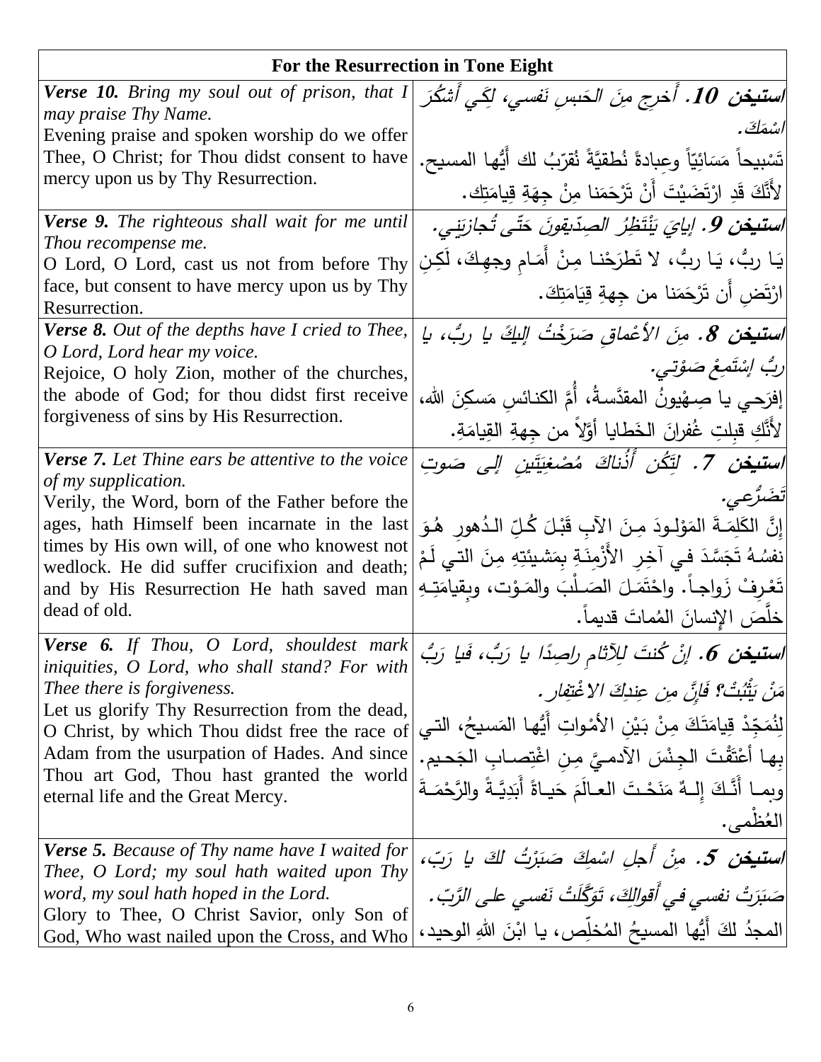| For the Resurrection in Tone Eight | |
|---|---|
| ***Verse 10.*** *Bring my soul out of prison, that I may praise Thy Name.*<br>Evening praise and spoken worship do we offer Thee, O Christ; for Thou didst consent to have mercy upon us by Thy Resurrection. | ***استيخن 10.*** *أَخرِج مِنَ الحَبسِ نَفسي، لِكَي أَشكُرَ اسْمَكَ.*<br>تَسْبيحاً مَسَائِيّاً وعِبادةً نُطقيَّةً نُقرّبُ لك أَيُّها المسيح. لأَنَّكَ قَدِ ارْتَضَيْتَ أَنْ تَرْحَمَنا مِنْ جِهَةِ قِيامَتِك. |
| ***Verse 9.*** *The righteous shall wait for me until Thou recompense me.*<br>O Lord, O Lord, cast us not from before Thy face, but consent to have mercy upon us by Thy Resurrection. | ***استيخن 9.*** *إيايَ يَنْتَظِرُ الصِدّيقونَ حَتّى تُجازيَني.*<br>يَا ربُّ، يَا ربُّ، لا تَطرَحْنا مِنْ أَمَامِ وجهِكَ، لَكِنِ ارْتَضِ أَن تَرْحَمَنا من جِهةِ قِيَامَتِكَ. |
| ***Verse 8.*** *Out of the depths have I cried to Thee, O Lord, Lord hear my voice.*<br>Rejoice, O holy Zion, mother of the churches, the abode of God; for thou didst first receive forgiveness of sins by His Resurrection. | ***استيخن 8.*** *مِنَ الأَعْماقِ صَرَخْتُ إليكَ يا ربُّ، يا ربُّ إسْتَمِعْ صَوْتي.*<br>إفرَحي يا صِهْيونُ المقدَّسةُ، أُمَّ الكنائسِ مَسكِنَ الله، لأَنَّكِ قبِلتِ غُفرانَ الخَطايا أوّلاً من جِهةِ القِيامةِ. |
| ***Verse 7.*** *Let Thine ears be attentive to the voice of my supplication.*<br>Verily, the Word, born of the Father before the ages, hath Himself been incarnate in the last times by His own will, of one who knowest not wedlock. He did suffer crucifixion and death; and by His Resurrection He hath saved man dead of old. | ***استيخن 7.*** *لِتَكُن أُذُناكَ مُصْغِيَتَينِ إلى صَوتِ تَضَرُّعي.*<br>إنَّ الكَلِمَةَ المَوْلودَ مِنَ الآبِ قَبْلَ كُلِّ الدُهورِ هُوَ نفسُهُ تَجَسَّدَ في آخِرِ الأَزْمِنَةِ بِمَشيئتِهِ مِنَ التي لَمْ تَعْرِفْ زَواجاً. واحْتَمَلَ الصَلْبَ والمَوْت، وبِقيامَتِهِ خلَّصَ الإنسانَ المُماتَ قديماً. |
| ***Verse 6.*** *If Thou, O Lord, shouldest mark iniquities, O Lord, who shall stand? For with Thee there is forgiveness.*<br>Let us glorify Thy Resurrection from the dead, O Christ, by which Thou didst free the race of Adam from the usurpation of Hades. And since Thou art God, Thou hast granted the world eternal life and the Great Mercy. | ***استيخن 6.*** *إنْ كُنتَ لِلآثامِ راصِدًا يا رَبُّ، فَيا رَبُّ مَنْ يَثْبُتُ؟ فَإنَّ مِن عِندِكَ الاغْتِفار.*<br>لِنُمَجِّدْ قِيامَتَكَ مِنْ بَيْنِ الأمْواتِ أَيُّها المَسيحُ، التي بِها أعْتَقْتَ الجِنْسَ الآدميَّ مِن اغْتِصابِ الجَحيم. وبِما أَنَّكَ إلهٌ مَنَحْتَ العالَمَ حَياةً أَبَدِيَّةً والرَّحْمَةَ العُظْمى. |
| ***Verse 5.*** *Because of Thy name have I waited for Thee, O Lord; my soul hath waited upon Thy word, my soul hath hoped in the Lord.*<br>Glory to Thee, O Christ Savior, only Son of God, Who wast nailed upon the Cross, and Who | ***استيخن 5.*** *مِنْ أَجلِ اسْمِكَ صَبَرْتُ لكَ يا رَبّ، صَبَرَتْ نفسي في أَقوالِكَ، تَوَكَّلَتْ نَفسي على الرَّبّ.*<br>المجدُ لكَ أَيُّها المسيحُ المُخلِّص، يا ابْنَ اللهِ الوحيد، |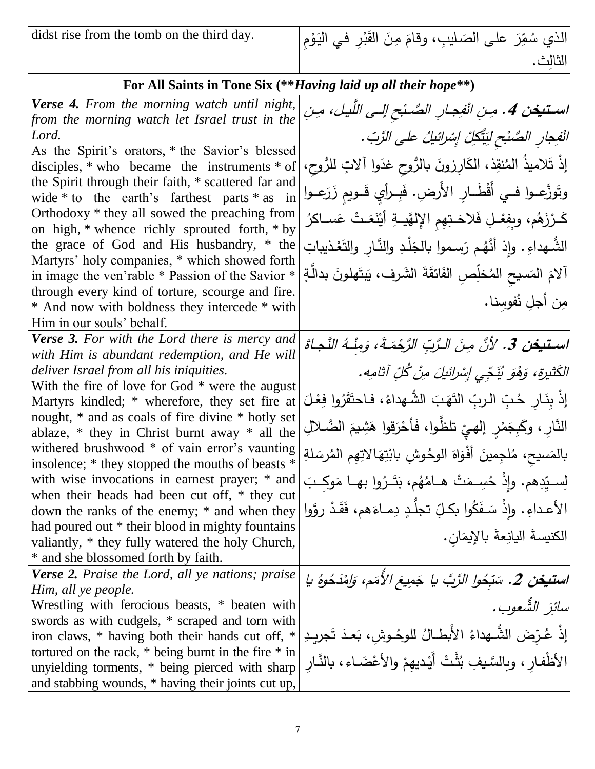| didst rise from the tomb on the third day. | الذي سُمِّرَ على الصَليبِ، وقامَ مِنَ القَبْرِ في اليَوْمِ الثالِث. |
|---|---|
| **For All Saints in Tone Six (*****Having laid up all their hope*****)** | |
| ***Verse 4.*** *From the morning watch until night, from the morning watch let Israel trust in the Lord.* As the Spirit's orators, * the Savior's blessed disciples, * who became the instruments * of the Spirit through their faith, * scattered far and wide * to the earth's farthest parts * as in Orthodoxy * they all sowed the preaching from on high, * whence richly sprouted forth, * by the grace of God and His husbandry, * the Martyrs' holy companies, * which showed forth in image the ven'rable * Passion of the Savior * through every kind of torture, scourge and fire. * And now with boldness they intercede * with Him in our souls' behalf. | ***استيخن 4.*** *مِنِ انْفِجارِ الصُّبْحِ إلى اللَّيلِ، مِنِ انْفِجارِ الصُّبْحِ لِيَتَّكِلْ إسْرائيلُ على الرَّبّ.* إذْ تَلاميذُ المُنقذ، الكَارِزونَ بالرُّوحِ غدَوا آلاتٍ للرُّوحِ، وتَوزَّعوا في أَقْطارِ الأَرضِ. فَبِرأيٍ قَويمٍ زَرَعوا كَرْزَهُم، وبفِعْلِ فَلاحَتِهِمِ الإلهِيَّةِ أيْنَعَتْ عَساكرُ الشُّهداءِ. وإذ أنَّهُم رَسموا بالجَلْدِ والنَّارِ والتَعْذيباتِ آلامَ المَسيحِ المُخلِّصِ الفائقةَ الشَرف، يَبتَهلونَ بدالَّةٍ مِن أجلِ نُفوسِنا. |
| ***Verse 3.*** *For with the Lord there is mercy and with Him is abundant redemption, and He will deliver Israel from all his iniquities.* With the fire of love for God * were the august Martyrs kindled; * wherefore, they set fire at nought, * and as coals of fire divine * hotly set ablaze, * they in Christ burnt away * all the withered brushwood * of vain error's vaunting insolence; * they stopped the mouths of beasts * with wise invocations in earnest prayer; * and when their heads had been cut off, * they cut down the ranks of the enemy; * and when they had poured out * their blood in mighty fountains valiantly, * they fully watered the holy Church, * and she blossomed forth by faith. | ***استيخن 3.*** *لأنَّ مِنَ الرَّبِّ الرَّحْمَةَ، وَمِنْهُ النَّجاةَ الكَثيرة، وَهُوَ يُنَجِّي إسْرائيلَ مِنْ كُلِّ آثامِه.* إذْ بِنارِ حُبِّ الربِّ التَهَبَ الشُّهداءُ، فاحتَقَرُوا فِعْلَ النَّارِ، وكَجَمْرٍ إلهِيٍّ تلظُّوا، فَأحْرَقوا هَشِيمَ الضَّلالِ بالمَسيحِ، مُلجِمينَ أفْواهَ الوحُوشِ بابْتِهَالاتِهِم المُرسَلةِ لِسيِّدِهم. وإذْ حُسِمَتْ هامُهُم، بَتَرُوا بها مَوكِبَ الأعداءِ. وإذْ سَفَكُوا بكلِّ تجلُّدٍ دِماءَهم، فَقَدْ روَّوا الكنيسةَ اليانِعةَ بالإيمَانِ. |
| ***Verse 2.*** *Praise the Lord, all ye nations; praise Him, all ye people.* Wrestling with ferocious beasts, * beaten with swords as with cudgels, * scraped and torn with iron claws, * having both their hands cut off, * tortured on the rack, * being burnt in the fire * in unyielding torments, * being pierced with sharp and stabbing wounds, * having their joints cut up, | ***استيخن 2.*** *سَبِّحُوا الرَّبَّ يا جَمِيعَ الأُمَم، وَامْدَحُوهُ يا سائِرَ الشُّعوب.* إذْ عُرِّضَ الشُّهداءُ الأَبطالُ للوحُوشِ، بَعدَ تَجريدِ الأظْفارِ، وبالسَّيفِ بُتَّتْ أَيْديهِمْ والأعْضاء، بالنَّارِ |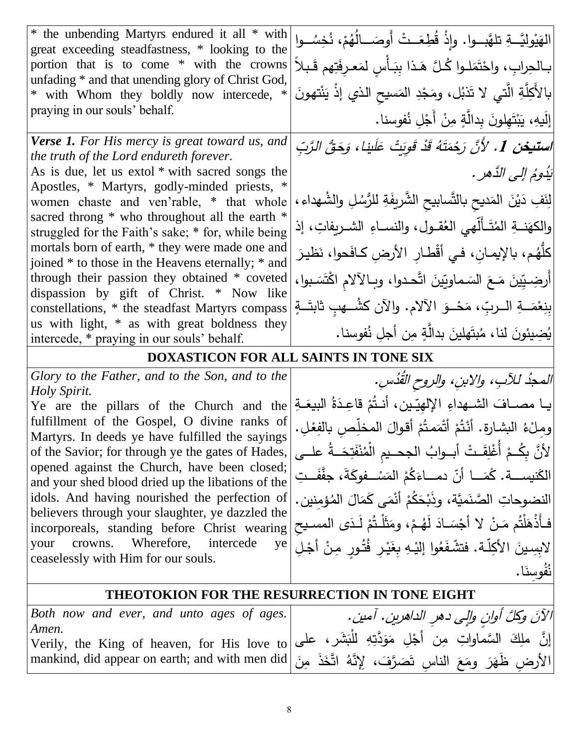| | |
|---|---|
| * the unbending Martyrs endured it all * with great exceeding steadfastness, * looking to the portion that is to come * with the crowns unfading * and that unending glory of Christ God, * with Whom they boldly now intercede, * praying in our souls' behalf. | الهَيْوليَّــةِ تلهَّبــوا. وإذْ قُطِعَــتْ أَوصَـــالُهُمْ، نُخِسُــوا بـالحِرابِ، واحْتَمَلـوا كُـلَّ هَـذا بِبَـأْسٍ لمَعـرِفَتِهم قَـبلاً بالأَكِلَّةِ الَّتي لا تَذبُل، ومَجْدِ المَسيحِ الذي إذْ يَنْتهونَ إلَيهِ، يَبْتَهِلونَ بِدالَّةٍ مِنْ أَجْلِ نُفوسنا. |
| ***Verse 1.*** *For His mercy is great toward us, and the truth of the Lord endureth forever.* As is due, let us extol * with sacred songs the Apostles, * Martyrs, godly-minded priests, * women chaste and ven'rable, * that whole sacred throng * who throughout all the earth * struggled for the Faith's sake; * for, while being mortals born of earth, * they were made one and joined * to those in the Heavens eternally; * and through their passion they obtained * coveted dispassion by gift of Christ. * Now like constellations, * the steadfast Martyrs compass us with light, * as with great boldness they intercede, * praying in our souls' behalf. | ***استيخن 1.*** *لأَنَّ رَحْمَتَهُ قَدْ قَوِيَتْ عَلَينا، وَحَقُّ الرَّبِّ يَدُومُ إِلى الدَّهر.* لِنَفِ دَيْنَ المَديحِ بالتَّسابيحِ الشَّريفَةِ للرُّسُلِ والشُّهداء، والكهَنــةِ المُتَـأَلّهي العُقـول، والنســاءِ الشـريفاتِ، إذ كلُّهُم، بالإيمـانِ، فـي أقْطـارِ الأرضِ كـافَحوا، نَظيرَ أَرضِيّينَ مَـعَ السَـماويّينَ اتَّحـدوا، وبـالآلامِ اكْتَسَـبوا، بِنِعْمَـةِ الـربِّ، مَحْـوَ الآلام. والآن كشُـهبٍ ثابتَـةٍ يُضِيئونَ لنا، مُبتَهلينَ بدالَّةٍ مِن أجلِ نُفوسنا. |

## DOXASTICON FOR ALL SAINTS IN TONE SIX

| | |
|---|---|
| *Glory to the Father, and to the Son, and to the Holy Spirit.* Ye are the pillars of the Church and the fulfillment of the Gospel, O divine ranks of Martyrs. In deeds ye have fulfilled the sayings of the Savior; for through ye the gates of Hades, opened against the Church, have been closed; and your shed blood dried up the libations of the idols. And having nourished the perfection of believers through your slaughter, ye dazzled the incorporeals, standing before Christ wearing your crowns. Wherefore, intercede ye ceaselessly with Him for our souls. | *المجدُ للآبِ، والابنِ، والروحِ القُدُس.* يـا مصـافَ الشـهداءِ الإلهيّـين، أنـتُمْ قاعِـدَةُ البيعَـةِ ومِلْءُ البشارة. أنْتُمْ أتْمَمتُمْ أقوالَ المخلِّصِ بالفِعْلِ. لأنَّ بِكُـمْ أُغْلِقَـتْ أبـوابُ الجحـيمِ الْمُنْفَتِحَـةُ علـى الكَنيســة. كَمَـــا أنّ دمـــاءَكُمْ المَسْـــفوكَةَ، جفَّفَـــتِ النضوحاتِ الصَّنَميَّة، وذَبْحَكُمْ أنْمَى كَمَالَ المُؤمِنين. فـأَذْهَلْتُم مَـنْ لا أجْسَـادَ لَهُـمْ، ومَثَلْـتُمْ لَـدَى المسـيحِ لابِسِينَ الأكِلّـة. فتشَـفَعُوا إليْـهِ بِغَيْـرِ فُتُـورٍ مِـنْ أجْـلِ نُفُوسِنَا. |

## THEOTOKION FOR THE RESURRECTION IN TONE EIGHT

| | |
|---|---|
| *Both now and ever, and unto ages of ages. Amen.* Verily, the King of heaven, for His love to mankind, did appear on earth; and with men did | *الآنَ وكلَّ أوانٍ وإلى دهرِ الداهرين. آمين.* إنَّ ملِكَ السَّماواتِ مِن أجْلِ مَوَدَّتِهِ للْبَشَر، على الأرضِ ظَهَرَ ومَعَ الناسِ تَصَرَّفَ، لِإنَّهُ اتَّخَذَ مِنَ |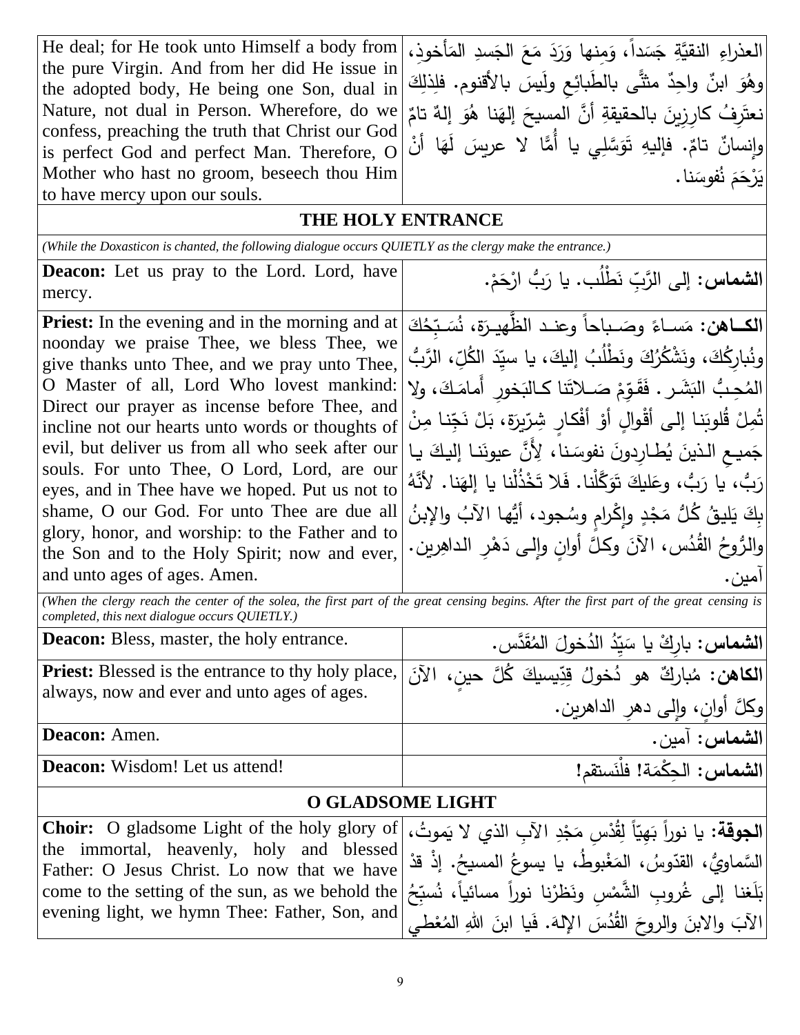| | |
|---|---|
| He deal; for He took unto Himself a body from the pure Virgin. And from her did He issue in the adopted body, He being one Son, dual in Nature, not dual in Person. Wherefore, do we confess, preaching the truth that Christ our God is perfect God and perfect Man. Therefore, O Mother who hast no groom, beseech thou Him to have mercy upon our souls. | العذراءِ النقيَّةِ جَسَداً، وَمِنها وَرَدَ مَعَ الجَسدِ المَأخوذ، وهُوَ ابنٌ واحِدٌ مثنَّى بالطَّبائِعِ ولَيسَ بالأقنوم. فلِذلِكَ نعتَرِفُ كارِزينَ بالحقيقةِ أنَّ المسيحَ إلهَنا هُوَ إلهٌ تامٌّ وإنسانٌ تامٌّ. فإليهِ تَوَسَّلِي يا أُمَّا لا عريسَ لَهَا أنْ يَرْحَمَ نُفوسَنا. |

## THE HOLY ENTRANCE

*(While the Doxasticon is chanted, the following dialogue occurs QUIETLY as the clergy make the entrance.)*

| | |
|---|---|
| **Deacon:** Let us pray to the Lord. Lord, have mercy. | **الشماس:** إلى الرَّبِّ نَطْلُب. يا رَبُّ ارْحَمْ. |
| **Priest:** In the evening and in the morning and at noonday we praise Thee, we bless Thee, we give thanks unto Thee, and we pray unto Thee, O Master of all, Lord Who lovest mankind: Direct our prayer as incense before Thee, and incline not our hearts unto words or thoughts of evil, but deliver us from all who seek after our souls. For unto Thee, O Lord, Lord, are our eyes, and in Thee have we hoped. Put us not to shame, O our God. For unto Thee are due all glory, honor, and worship: to the Father and to the Son and to the Holy Spirit; now and ever, and unto ages of ages. Amen. | **الكـاهن:** مَسـاءً وصَـباحاً وعنـد الظَّهيـرَة، نُسَـبِّحُكَ ونُبارِكُكَ، ونَشْكُرُكَ ونَطْلُبُ إليكَ، يا سيِّدَ الكُلِّ، الرَّبُّ المُحِبُّ البَشَـر. فَقَوِّمْ صَـلاتَنا كـالبَخورِ أَمامَـكَ، ولا تُمِلْ قُلوبَنا إلى أَقْوالٍ أوْ أَفْكارٍ شِرّيرَةٍ، بَلْ نَجِّنا مِنْ جَميـعِ الـذينَ يُطـارِدونَ نفوسَـنا، لِأَنَّ عيونَـنا إليكَ يـا رَبُّ، يا رَبُّ، وعَليكَ تَوَكَّلْنا. فَلا تَخْذُلْنا يا إلهَنا. لأنَّهُ بِكَ يَليقُ كُلُّ مَجْدٍ وإكْرامٍ وسُجود، أيُّها الآبُ والإبنُ والرُّوحُ القُدُس، الآنَ وكلَّ أوانٍ وإلـى دَهْرِ الداهِرين. آمين. |

*(When the clergy reach the center of the solea, the first part of the great censing begins. After the first part of the great censing is completed, this next dialogue occurs QUIETLY.)*

| | |
|---|---|
| **Deacon:** Bless, master, the holy entrance. | **الشماس:** بارِكْ يا سَيِّدُ الدُخولَ المُقَدَّس. |
| **Priest:** Blessed is the entrance to thy holy place, always, now and ever and unto ages of ages. | **الكاهن:** مُباركٌ هو دُخولُ قِدّيسيكَ كُلَّ حينٍ، الآنَ وكلَّ أوانٍ، وإلى دهرِ الداهرين. |
| **Deacon:** Amen. | **الشماس:** آمين. |
| **Deacon:** Wisdom! Let us attend! | **الشماس:** الحِكْمَة! فلْنَستقم! |

## O GLADSOME LIGHT

| | |
|---|---|
| **Choir:** O gladsome Light of the holy glory of the immortal, heavenly, holy and blessed Father: O Jesus Christ. Lo now that we have come to the setting of the sun, as we behold the evening light, we hymn Thee: Father, Son, and | **الجوقة:** يا نوراً بَهِيّاً لِقُدْسِ مَجْدِ الآبِ الذي لا يَموتُ، السَّماويُّ، القدّوسُ، المَغْبوطُ، يا يسوعُ المسيحُ. إذْ قدْ بَلَغنا إلى غُروبِ الشَّمْسِ ونَظَرْنا نوراً مسائياً، نُسبِّحُ الآبَ والابنَ والروحَ القُدُسَ الإلهَ. فَيا ابنَ اللهِ المُعْطي |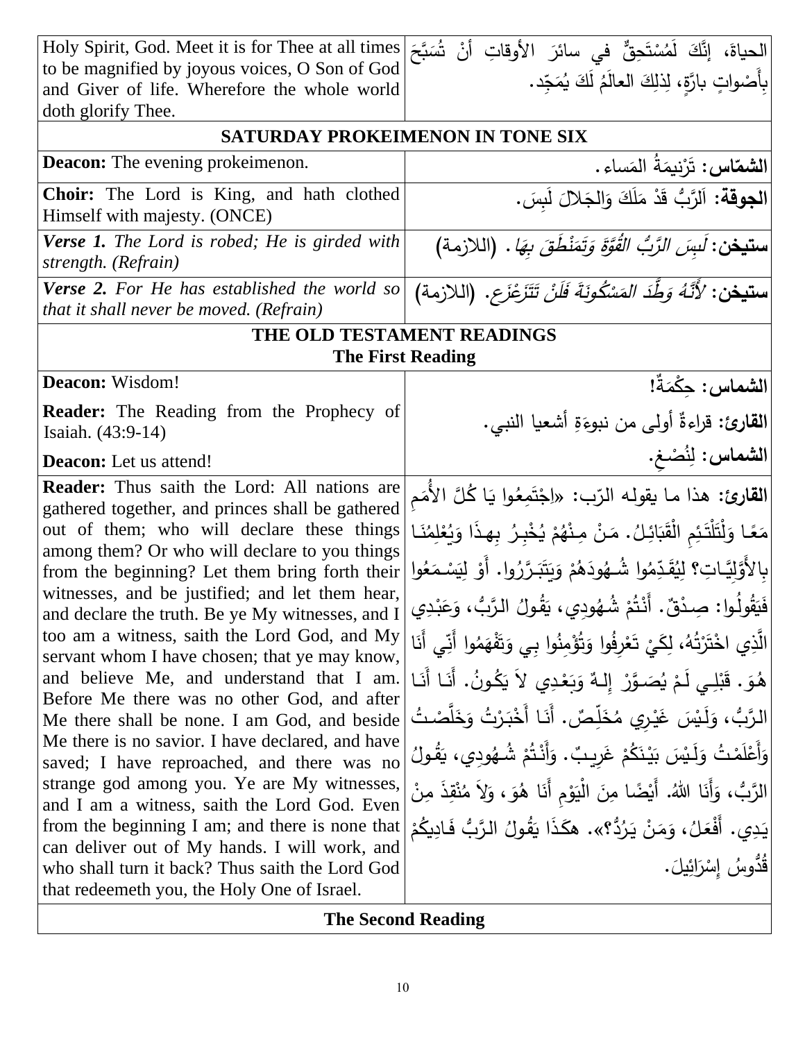| | |
|---|---|
| Holy Spirit, God. Meet it is for Thee at all times to be magnified by joyous voices, O Son of God and Giver of life. Wherefore the whole world doth glorify Thee. | الحياةَ، إنَّكَ لَمُسْتَحِقٌّ في سائرَ الأوقاتِ أنْ تُسَبَّحَ بِأَصْواتٍ بارَّةٍ، لِذلِكَ العالَمُ لَكَ يُمَجِّد. |
| **SATURDAY PROKEIMENON IN TONE SIX** | |
| **Deacon:** The evening prokeimenon. | **الشمّاس:** تَرْنِيمَةُ المَساء. |
| **Choir:** The Lord is King, and hath clothed Himself with majesty. (ONCE) | **الجوقة:** اَلرَّبُّ قَدْ مَلَكَ وَالجَلالَ لَبِسَ. |
| ***Verse 1.*** *The Lord is robed; He is girded with strength. (Refrain)* | **ستيخن:** *لَبِسَ الرَّبُّ القُوَّةَ وَتَمَنْطَقَ بِهَا.* (اللازمة) |
| ***Verse 2.*** *For He has established the world so that it shall never be moved. (Refrain)* | **ستيخن:** *لأَنَّهُ وَطَّدَ المَسْكُونَةَ فَلَنْ تَتَزَعْزَع.* (اللازمة) |
| **THE OLD TESTAMENT READINGS** **The First Reading** | |
| **Deacon:** Wisdom! | **الشماس:** حِكْمَةٌ! |
| **Reader:** The Reading from the Prophecy of Isaiah. (43:9-14) | **القارئ:** قراءةٌ أولى من نبوءَةِ أشعيا النبي. |
| **Deacon:** Let us attend! | **الشماس:** لِنُصْغِ. |
| **Reader:** Thus saith the Lord: All nations are gathered together, and princes shall be gathered out of them; who will declare these things among them? Or who will declare to you things from the beginning? Let them bring forth their witnesses, and be justified; and let them hear, and declare the truth. Be ye My witnesses, and I too am a witness, saith the Lord God, and My servant whom I have chosen; that ye may know, and believe Me, and understand that I am. Before Me there was no other God, and after Me there shall be none. I am God, and beside Me there is no savior. I have declared, and have saved; I have reproached, and there was no strange god among you. Ye are My witnesses, and I am a witness, saith the Lord God. Even from the beginning I am; and there is none that can deliver out of My hands. I will work, and who shall turn it back? Thus saith the Lord God that redeemeth you, the Holy One of Israel. | **القارئ:** هذا ما يقوله الرّب: «اِجْتَمِعُوا يَا كُلَّ الأُمَمِ مَعًا وَلْتَلْتَئِمِ الْقَبَائِلُ. مَنْ مِنْهُمْ يُخْبِرُ بِهذَا وَيُعْلِمُنَا بِالأَوَّلِيَّاتِ؟ لِيُقَدِّمُوا شُهُودَهُمْ وَيَتَبَرَّرُوا. أَوْ لِيَسْمَعُوا فَيَقُولُوا: صِدْقٌ. أَنْتُمْ شُهُودِي، يَقُولُ الرَّبُّ، وَعَبْدِي الَّذِي اخْتَرْتُهُ، لِكَيْ تَعْرِفُوا وَتُؤْمِنُوا بِي وَتَفْهَمُوا أَنِّي أَنَا هُوَ. قَبْلِي لَمْ يُصَوَّرْ إِلهٌ وَبَعْدِي لاَ يَكُونُ. أَنَا أَنَا الرَّبُّ، وَلَيْسَ غَيْرِي مُخَلِّصٌ. أَنَا أَخْبَرْتُ وَخَلَّصْتُ وَأَعْلَمْتُ وَلَيْسَ بَيْنَكُمْ غَرِيبٌ. وَأَنْتُمْ شُهُودِي، يَقُولُ الرَّبُّ، وَأَنَا اللهُ. أَيْضًا مِنَ الْيَوْمِ أَنَا هُوَ، وَلاَ مُنْقِذَ مِنْ يَدِي. أَفْعَلُ، وَمَنْ يَرُدُّ؟». هكَذَا يَقُولُ الرَّبُّ فَادِيكُمْ قُدُّوسُ إِسْرَائِيلَ. |
| **The Second Reading** | |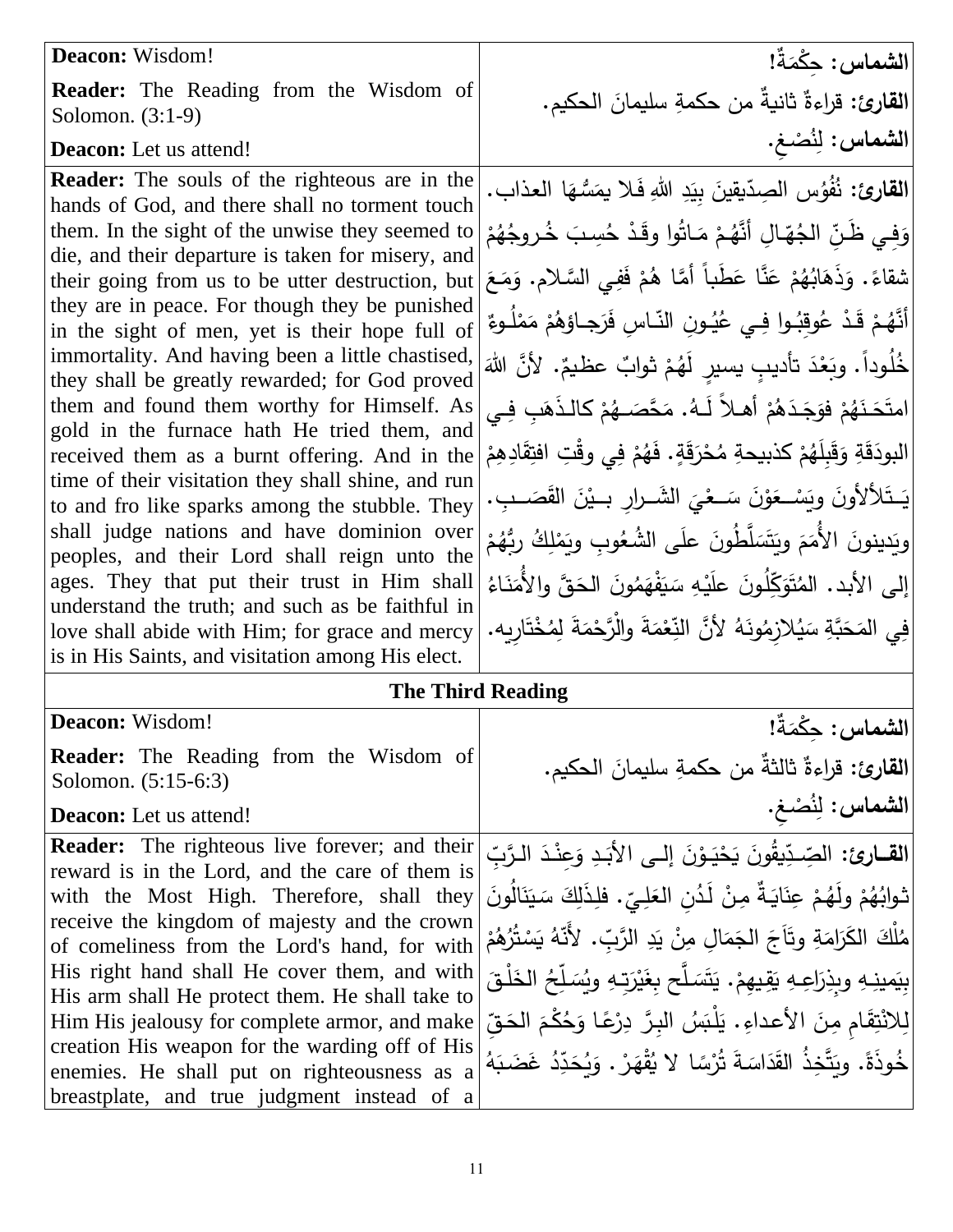| | |
|---|---|
| **Deacon:** Wisdom! | **الشماس: حِكْمَةٌ!** |
| **Reader:** The Reading from the Wisdom of Solomon. (3:1-9) | **القارئ:** قراءةٌ ثانيةٌ من حكمةِ سليمانَ الحكيم. |
| **Deacon:** Let us attend! | **الشماس:** لِنُصْغِ. |
| **Reader:** The souls of the righteous are in the hands of God, and there shall no torment touch them. In the sight of the unwise they seemed to die, and their departure is taken for misery, and their going from us to be utter destruction, but they are in peace. For though they be punished in the sight of men, yet is their hope full of immortality. And having been a little chastised, they shall be greatly rewarded; for God proved them and found them worthy for Himself. As gold in the furnace hath He tried them, and received them as a burnt offering. And in the time of their visitation they shall shine, and run to and fro like sparks among the stubble. They shall judge nations and have dominion over peoples, and their Lord shall reign unto the ages. They that put their trust in Him shall understand the truth; and such as be faithful in love shall abide with Him; for grace and mercy is in His Saints, and visitation among His elect. | **القارئ:** نُفُوس الصِدّيقينَ بِيَدِ اللهِ فَلا يمَسُّهَا العذاب. وَفِي ظَنِّ الجُهّالِ أنَّهُمْ مَاتُوا وقَدْ حُسِبَ خُروجُهُمْ شقاءً. وَذَهَابُهُمْ عَنَّا عَطَباً أمَّا هُمْ فَفِي السَّلام. وَمَعَ أنَّهُمْ قَدْ عُوقِبُوا فِي عُيُونِ النّاسِ فَرَجاؤهُمْ مَمْلُوءٌ خُلُوداً. وبَعْدَ تأديبٍ يسيرٍ لَهُمْ ثوابٌ عظيمٌ. لأنَّ اللهَ امتَحَنَهُمْ فوَجَدَهُمْ أهلاً لَـهُ. مَحَّصَهُمْ كالذَهَبِ فِي البودَقَةِ وَقَبِلَهُمْ كذبيحةِ مُحْرَقَةٍ. فَهُمْ فِي وقْتِ افتِقَادِهِمْ يَتَلألأونَ ويَسْعَوْنَ سَعْيَ الشَرارِ بيْنَ القَصَبِ. ويَدينونَ الأُمَمَ ويَتَسَلَّطُونَ علَى الشُعُوبِ ويَمْلِكُ ربُّهُمْ إلى الأبد. المُتَوَكِّلُونَ علَيْهِ سَيَفْهَمُونَ الحَقَّ والأُمَنَاءُ فِي المَحَبَّةِ سَيُلازِمُونَهُ لأنَّ النِّعْمَةَ والرَّحْمَةَ لِمُخْتَارِيه. |

**The Third Reading**

| | |
|---|---|
| **Deacon:** Wisdom! | **الشماس: حِكْمَةٌ!** |
| **Reader:** The Reading from the Wisdom of Solomon. (5:15-6:3) | **القارئ:** قراءةٌ ثالثةٌ من حكمةِ سليمانَ الحكيم. |
| **Deacon:** Let us attend! | **الشماس:** لِنُصْغِ. |
| **Reader:** The righteous live forever; and their reward is in the Lord, and the care of them is with the Most High. Therefore, shall they receive the kingdom of majesty and the crown of comeliness from the Lord's hand, for with His right hand shall He cover them, and with His arm shall He protect them. He shall take to Him His jealousy for complete armor, and make creation His weapon for the warding off of His enemies. He shall put on righteousness as a breastplate, and true judgment instead of a | **القارئ:** الصِّدِّيقُونَ يَحْيَوْنَ إلى الأبَدِ وَعِنْدَ الرَّبِّ ثوابُهُمْ ولَهُمْ عِنَايَةٌ مِنْ لَدُنِ العَلِيّ. فلِذلِكَ سَيَنَالُونَ مُلْكَ الكَرَامَةِ وتَاجَ الجَمَالِ مِنْ يَدِ الرَّبِّ. لأنّهُ يَسْتُرُهُمْ بِيَمينِهِ وبِذِرَاعِهِ يَقِيهِمْ. يَتَسَلَّح بِغَيْرَتِهِ ويُسَلِّحُ الخَلْقَ لِلانْتِقَامِ مِنَ الأعداءِ. يَلْبَسُ البِرَّ دِرْعًا وَحُكْمَ الحَقِّ خُوذَةً. ويَتَّخِذُ القَدَاسَةَ تُرْسًا لا يُقْهَرْ. وَيُحَدِّدُ غَضَبَهُ |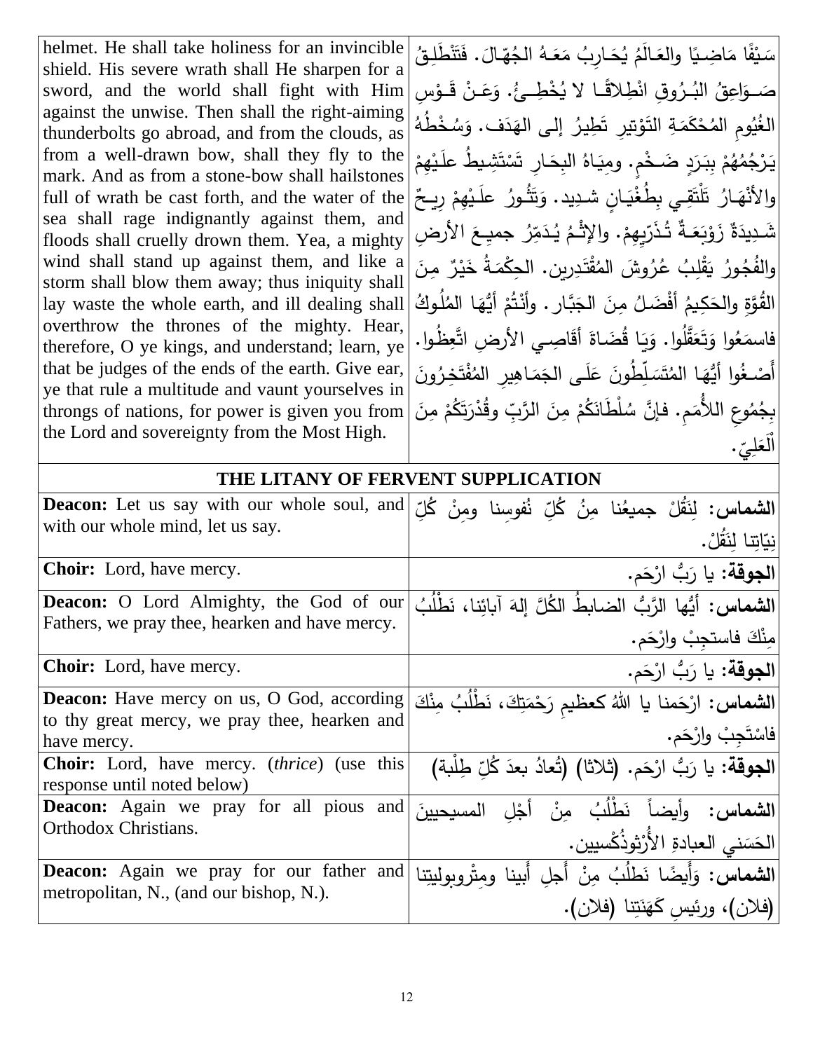| | |
|---|---|
| helmet. He shall take holiness for an invincible shield. His severe wrath shall He sharpen for a sword, and the world shall fight with Him against the unwise. Then shall the right-aiming thunderbolts go abroad, and from the clouds, as from a well-drawn bow, shall they fly to the mark. And as from a stone-bow shall hailstones full of wrath be cast forth, and the water of the sea shall rage indignantly against them, and floods shall cruelly drown them. Yea, a mighty wind shall stand up against them, and like a storm shall blow them away; thus iniquity shall lay waste the whole earth, and ill dealing shall overthrow the thrones of the mighty. Hear, therefore, O ye kings, and understand; learn, ye that be judges of the ends of the earth. Give ear, ye that rule a multitude and vaunt yourselves in throngs of nations, for power is given you from the Lord and sovereignty from the Most High. | سَيْفًا مَاضِـيًا والعَـالَمُ يُحَـارِبُ مَعَـهُ الجُهّـالَ. فَتَنْطَلِقُ صَـوَاعِقُ البُـرُوقِ انْطِلاقًـا لا يُخْطِـئُ. وَعَـنْ قَـوْسِ الغُيُومِ المُحْكَمَةِ التَوْتيرِ تَطِيرُ إلى الهَدَف. وَسُخْطُهُ يَرْجُمُهُمْ بِبَرَدٍ ضَـخْمٍ. ومِيَاهُ البِحَـارِ تَسْتَشِيطُ علَيْهِمْ والأنْهَـارُ تَلْتَقِـي بِطُغْيَـانٍ شـدِيد. وَتَثُـورُ علَـيْهِمْ رِيـحٌ شَـدِيدَةٌ زَوْبَعَـةٌ تُـذَرّيهِمْ. والإثْـمُ يُـدَمِّرُ جميـعَ الأرضِ والفُجُورُ يَقْلِبُ عُرُوشَ المُقْتَدِرين. الحِكْمَةُ خَيْرٌ مِنَ القُوَّةِ والحَكِيمُ أفْضَـلُ مِنَ الجَبَّار. وأنْتُمْ أيُّها المُلُوكُ فاسمَعُوا وَتَعَقَّلُوا. وَيَا قُضَاةَ أقَاصِـي الأرضِ اتَّعِظُوا. أَصْـغُوا أيُّهَا المُتَسَلِّطُونَ عَلَـى الجَمَاهِيرِ المُفْتَخِرُونَ بِجُمُوعِ الأُمَمِ. فإنَّ سُلْطَانَكُمْ مِنَ الرَّبِّ وقُدْرَتَكُمْ مِنَ الْعَلِيّ. |
| **THE LITANY OF FERVENT SUPPLICATION** | |
| **Deacon:** Let us say with our whole soul, and with our whole mind, let us say. | **الشماس:** لِنَقُلْ جميعُنا مِنُ كُلِّ نُفوسِنا ومِنْ كُلِّ نِيّاتِنا لِنَقُلْ. |
| **Choir:** Lord, have mercy. | **الجوقة:** يا رَبُّ ارْحَم. |
| **Deacon:** O Lord Almighty, the God of our Fathers, we pray thee, hearken and have mercy. | **الشماس:** أيُّها الرَّبُّ الضابطُ الكُلَّ إلهَ آبائِنا، نَطْلُبُ مِنْكَ فاستجِبْ وارْحَم. |
| **Choir:** Lord, have mercy. | **الجوقة:** يا رَبُّ ارْحَم. |
| **Deacon:** Have mercy on us, O God, according to thy great mercy, we pray thee, hearken and have mercy. | **الشماس:** ارْحَمنا يا اللهُ كعظيمِ رَحْمَتِكَ، نَطْلُبُ مِنْكَ فاسْتَجِبْ وارْحَم. |
| **Choir:** Lord, have mercy. (*thrice*) (use this response until noted below) | **الجوقة:** يا رَبُّ ارْحَم. (ثلاثا) (تُعادُ بعدَ كُلِّ طِلْبة) |
| **Deacon:** Again we pray for all pious and Orthodox Christians. | **الشماس:** وأيضاً نَطْلُبُ مِنْ أجْلِ المسيحيينَ الحَسَني العبادةِ الأُرْثوذُكْسيين. |
| **Deacon:** Again we pray for our father and metropolitan, N., (and our bishop, N.). | **الشماس:** وَأَيضًا نَطلُبُ مِنْ أَجلِ أَبينا ومِتْروبوليتِنا (فلان)، ورئيسِ كَهَنَتِنا (فلان). |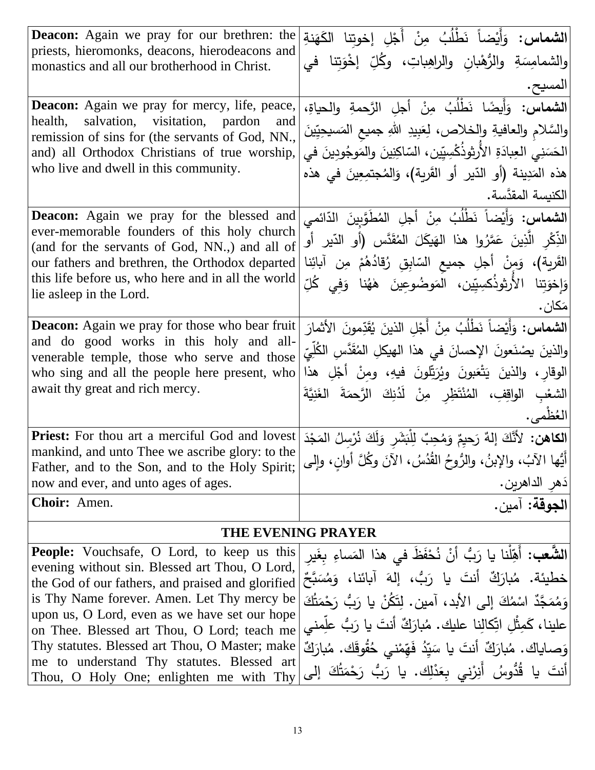| | |
|---|---|
| **Deacon:** Again we pray for our brethren: the priests, hieromonks, deacons, hierodeacons and monastics and all our brotherhood in Christ. | **الشماس:** وَأَيْضاً نَطْلُبُ مِنْ أَجْلِ إخوتِنا الكَهَنةِ والشمامِسَةِ والرُّهْبانِ والراهِباتِ، وكُلِّ إخْوَتِنا في المسيح. |
| **Deacon:** Again we pray for mercy, life, peace, health, salvation, visitation, pardon and remission of sins for (the servants of God, NN., and) all Orthodox Christians of true worship, who live and dwell in this community. | **الشماس:** وَأَيضًا نَطْلُبُ مِنْ أجلِ الرَّحمةِ والحياةِ، والسَّلامِ والعافيةِ والخلاص، لِعَبِيدِ اللهِ جميعِ المَسيحيّينَ الحَسَنِي العِبادَةِ الأُرثوذُكْسِيّين، السّاكِنِينَ والمَوجُودِينَ في هذه المَدِينة (أو الدّير أو القَرية)، وَالمُجتمِعِينَ في هذه الكنيسة المقدّسة. |
| **Deacon:** Again we pray for the blessed and ever-memorable founders of this holy church (and for the servants of God, NN.,) and all of our fathers and brethren, the Orthodox departed this life before us, who here and in all the world lie asleep in the Lord. | **الشماس:** وَأَيْضاً نَطْلُبُ مِنْ أجلِ المُطَوَّبِينَ الدّائمي الذِّكْرِ الَّذِينَ عَمَّرُوا هذا الهَيكَلَ المُقَدَّس (أو الدّير أو القَرية)، وَمِنْ أجلِ جميعِ السّابِقِ رُقادُهُمْ مِن آبائِنا وَإِخوَتِنا الأُرثوذُكسِيّين، المَوضُوعِينَ هٰهُنا وَفِي كُلِّ مَكان. |
| **Deacon:** Again we pray for those who bear fruit and do good works in this holy and all-venerable temple, those who serve and those who sing and all the people here present, who await thy great and rich mercy. | **الشماس:** وَأَيْضاً نَطْلُبُ مِنْ أَجْلِ الذينَ يُقَدِّمونَ الأثمارَ والذينَ يصْنَعونَ الإحسانَ في هذا الهيكلِ المُقَدَّسِ الكُلِّيِّ الوقارِ، والذينَ يَتْعَبونَ ويُرَتِّلونَ فيهِ، ومِنْ أَجْلِ هذا الشعْبِ الواقِفِ، المُنْتَظِرِ مِنْ لَدُنِكَ الرَّحمَةَ الغَنِيَّةَ العُظْمى. |
| **Priest:** For thou art a merciful God and lovest mankind, and unto Thee we ascribe glory: to the Father, and to the Son, and to the Holy Spirit; now and ever, and unto ages of ages. | **الكاهن:** لأنَّكَ إلهٌ رَحيمٌ وَمُحِبٌ لِلْبَشَرِ وَلَكَ نُرْسِلُ المَجْدَ أَيُّها الآبُ، والإبنُ، والرُّوحُ القُدُسُ، الآنَ وكُلَّ أوانٍ، وإلى دَهرِ الداهرين. |
| **Choir:** Amen. | **الجوقة:** آمين. |

## THE EVENING PRAYER

| | |
|---|---|
| **People:** Vouchsafe, O Lord, to keep us this evening without sin. Blessed art Thou, O Lord, the God of our fathers, and praised and glorified is Thy Name forever. Amen. Let Thy mercy be upon us, O Lord, even as we have set our hope on Thee. Blessed art Thou, O Lord; teach me Thy statutes. Blessed art Thou, O Master; make me to understand Thy statutes. Blessed art Thou, O Holy One; enlighten me with Thy | **الشَّعب:** أَهِّلْنا يا رَبُّ أنْ نُحْفَظَ في هذا المَساءِ بِغَيرِ خطيئة. مُبارَكٌ أنتَ يا رَبُّ، إلهَ آبائنا، وَمُسَبَّحٌ وَمُمَجَّدٌ اسْمُكَ إلى الأبد، آمين. لِتَكُنْ يا رَبُّ رَحْمَتُكَ علينا، كَمِثْلِ اتّكالِنا عليك. مُبارَكٌ أنتَ يا رَبُّ علِّمني وَصاياك. مُبارَكٌ أنتَ يا سَيِّدُ فَهِّمْني حُقُوقَك. مُبارَكٌ أنتَ يا قُدُّوسُ أَنِرْني بِعَدْلِك. يا رَبُّ رَحْمَتُكَ إلى |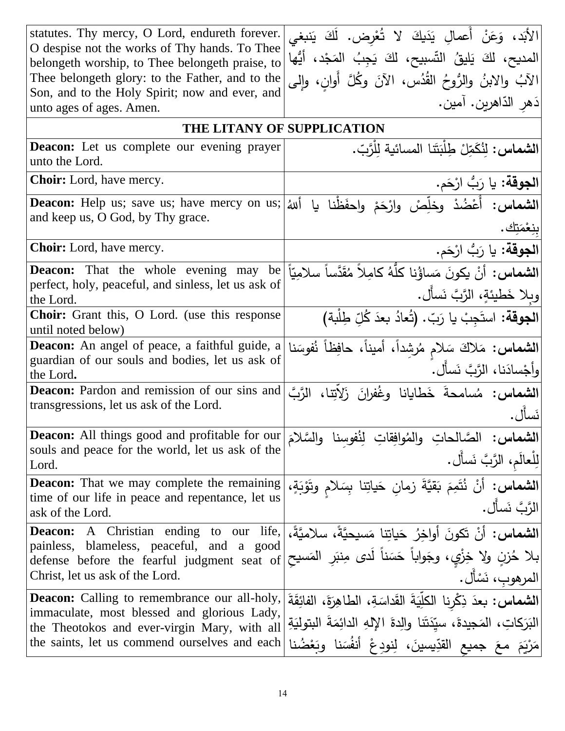| | |
|---|---|
| statutes. Thy mercy, O Lord, endureth forever. O despise not the works of Thy hands. To Thee belongeth worship, to Thee belongeth praise, to Thee belongeth glory: to the Father, and to the Son, and to the Holy Spirit; now and ever, and unto ages of ages. Amen. | الأبَد، وَعَنْ أَعمالِ يَدَيكَ لا تُعْرِض. لَكَ يَنبغي المديح، لكَ يَليقُ التّسبيح، لكَ يَجِبُ المَجْد، أيُّها الآبُ والابنُ والرُّوحُ القُدُس، الآنَ وكُلَّ أَوانٍ، وإلى دَهرِ الدّاهرين. آمين. |
| **THE LITANY OF SUPPLICATION** | |
| **Deacon:** Let us complete our evening prayer unto the Lord. | **الشماس:** لِنُكَمِّلْ طِلْبَتَنا المسائية لِلْرَّبّ. |
| **Choir:** Lord, have mercy. | **الجوقة:** يا رَبُّ ارْحَم. |
| **Deacon:** Help us; save us; have mercy on us; and keep us, O God, by Thy grace. | **الشماس:** أَعْضُدْ وخَلِّصْ وارْحَمْ واحفَظْنا يا أللهُ بِنِعْمَتِك. |
| **Choir:** Lord, have mercy. | **الجوقة:** يا رَبُّ ارْحَم. |
| **Deacon:** That the whole evening may be perfect, holy, peaceful, and sinless, let us ask of the Lord. | **الشماس:** أنْ يكونَ مَساؤُنا كلُّهُ كامِلاً مُقَدَّساً سلامِيّاً وبِلا خَطيئةٍ، الرَّبَّ نَسأَل. |
| **Choir:** Grant this, O Lord. (use this response until noted below) | **الجوقة:** استَجِبْ يا رَبّ. (تُعادُ بعدَ كُلِّ طِلْبة) |
| **Deacon:** An angel of peace, a faithful guide, a guardian of our souls and bodies, let us ask of the Lord. | **الشماس:** مَلاكَ سَلامٍ مُرشِداً، أميناً، حافِظاً نُفوسَنا وأجْسادَنا، الرَّبَّ نَسأَل. |
| **Deacon:** Pardon and remission of our sins and transgressions, let us ask of the Lord. | **الشماس:** مُسامحةَ خَطايانا وغُفرانَ زَلّاتِنا، الرَّبَّ نَسأَل. |
| **Deacon:** All things good and profitable for our souls and peace for the world, let us ask of the Lord. | **الشماس:** الصَّالحاتِ والمُوافِقاتِ لِنُفوسِنا والسَّلامَ لِلْعالَمِ، الرَّبَّ نَسأَل. |
| **Deacon:** That we may complete the remaining time of our life in peace and repentance, let us ask of the Lord. | **الشماس:** أنْ نُتَمِمَ بَقيَّةَ زمانِ حَياتِنا بِسَلامٍ وتَوْبَةٍ، الرَّبَّ نَسأَل. |
| **Deacon:** A Christian ending to our life, painless, blameless, peaceful, and a good defense before the fearful judgment seat of Christ, let us ask of the Lord. | **الشماس:** أنْ تَكونَ أواخِرُ حَياتِنا مَسيحيَّةً، سلاميَّةً، بلا حُزنٍ ولا خِزْيٍ، وجَواباً حَسَناً لَدى مِنبَرِ المَسيحِ المرهوبِ، نَسْأَل. |
| **Deacon:** Calling to remembrance our all-holy, immaculate, most blessed and glorious Lady, the Theotokos and ever-virgin Mary, with all the saints, let us commend ourselves and each | **الشماس:** بعدَ ذِكْرِنا الكلِّيَةَ القَداسَةِ، الطاهِرَةَ، الفائِقَةَ البَرَكاتِ، المَجيدةَ، سيِّدَتَنا والِدةَ الإلهِ الدائِمَةَ البتوليَةِ مَرْيَمَ معَ جميعِ القدّيسينَ، لِنودِعْ أنفُسَنا وبَعْضُنا |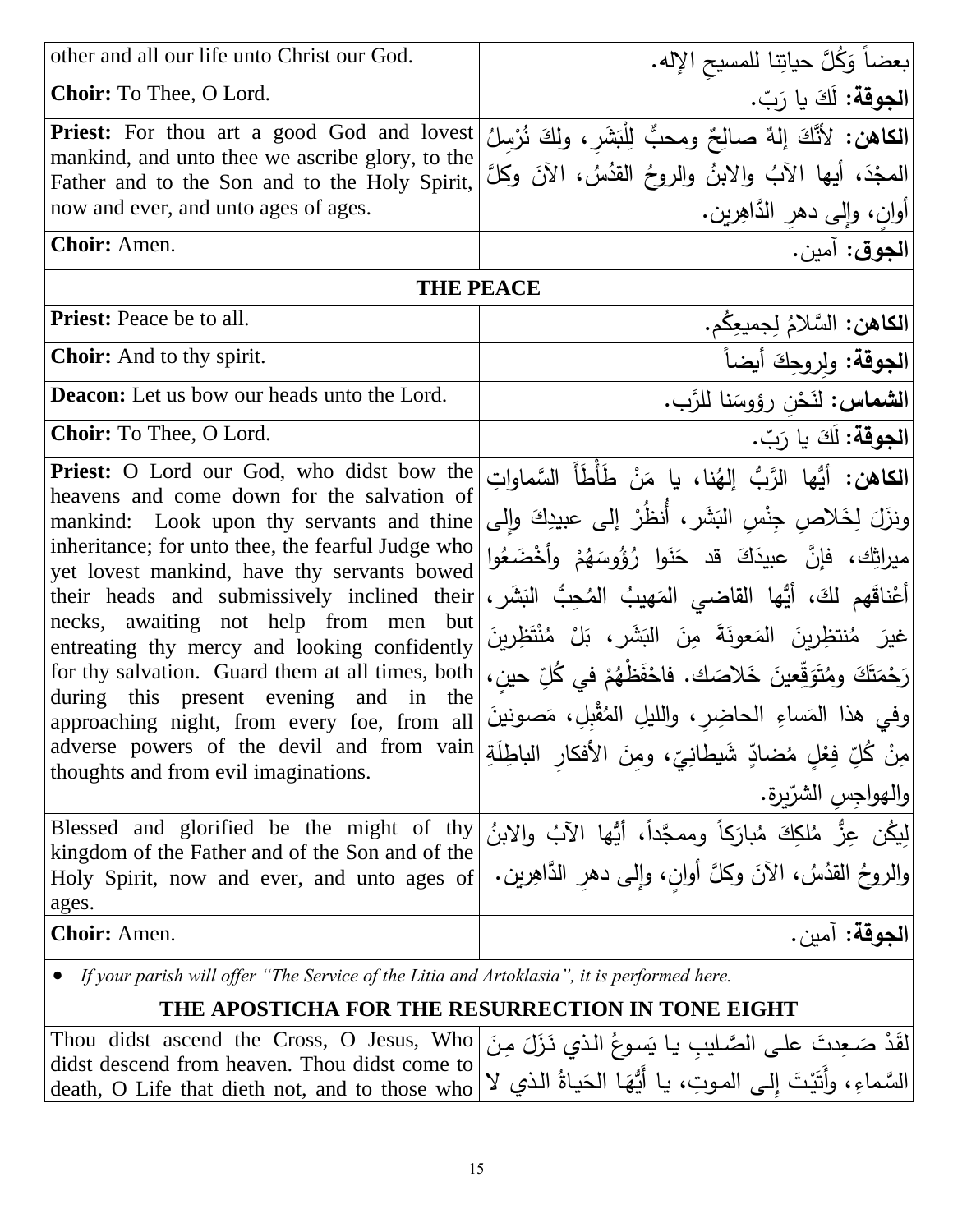| | |
|---|---|
| other and all our life unto Christ our God. | بعضاً وَكُلَّ حياتِنا للمسيحِ الإله. |
| **Choir:** To Thee, O Lord. | **الجوقة:** لَكَ يا رَبّ. |
| **Priest:** For thou art a good God and lovest mankind, and unto thee we ascribe glory, to the Father and to the Son and to the Holy Spirit, now and ever, and unto ages of ages. | **الكاهن:** لأَنَّكَ إلهٌ صالِحٌ ومحبٌّ لِلْبَشَرِ، ولكَ نُرْسِلُ المجْدَ، أيها الآبُ والابنُ والروحُ القدُسُ، الآنَ وكلَّ أوانٍ، وإلى دهرِ الدَّاهِرين. |
| **Choir:** Amen. | **الجوق:** آمين. |
| **THE PEACE** | |
| **Priest:** Peace be to all. | **الكاهن:** السَّلامُ لِجميعِكُم. |
| **Choir:** And to thy spirit. | **الجوقة:** ولِروحِكَ أيضاً |
| **Deacon:** Let us bow our heads unto the Lord. | **الشماس:** لنَحْنِ رؤوسَنا للرَّب. |
| **Choir:** To Thee, O Lord. | **الجوقة:** لَكَ يا رَبّ. |
| **Priest:** O Lord our God, who didst bow the heavens and come down for the salvation of mankind: Look upon thy servants and thine inheritance; for unto thee, the fearful Judge who yet lovest mankind, have thy servants bowed their heads and submissively inclined their necks, awaiting not help from men but entreating thy mercy and looking confidently for thy salvation. Guard them at all times, both during this present evening and in the approaching night, from every foe, from all adverse powers of the devil and from vain thoughts and from evil imaginations. | **الكاهن:** أيُّها الرَّبُّ إلهُنا، يا مَنْ طَأْطَأَ السَّماواتِ ونزَلَ لِخَلاصِ جِنْسِ البَشَر، أُنظُرْ إلى عبيدِكَ وإلى ميراثِك، فإنَّ عبيدَكَ قد حَنَوا رُؤُوسَهُمْ وأخْضَعُوا أعْناقَهم لكَ، أيُّها القاضي المَهيبُ المُحِبُّ البَشَر، غيرَ مُنتظِرينَ المَعونَةَ مِنَ البَشَر، بَلْ مُنْتَظِرينَ رَحْمَتَكَ ومُتَوَقِّعينَ خَلاصَك. فاحْفَظْهُمْ في كُلِّ حينٍ، وفي هذا المَساءِ الحاضِرِ، والليلِ المُقْبِلِ، مَصونينَ مِنْ كُلِّ فِعْلٍ مُضادٍّ شَيطانِيّ، ومِنَ الأفكارِ الباطِلَةِ والهواجِسِ الشرّيرة. |
| Blessed and glorified be the might of thy kingdom of the Father and of the Son and of the Holy Spirit, now and ever, and unto ages of ages. | لِيَكُن عِزُّ مُلكِكَ مُبارَكاً وممجَّداً، أيُّها الآبُ والابنُ والروحُ القدُسُ، الآنَ وكلَّ أوانٍ، وإلى دهرِ الدَّاهِرين. |
| **Choir:** Amen. | **الجوقة:** آمين. |
| • *If your parish will offer "The Service of the Litia and Artoklasia", it is performed here.* | |
| **THE APOSTICHA FOR THE RESURRECTION IN TONE EIGHT** | |
| Thou didst ascend the Cross, O Jesus, Who didst descend from heaven. Thou didst come to death, O Life that dieth not, and to those who | لَقَدْ صَعِدتَ على الصَّليبِ يا يَسوعُ الذي نَزَلَ مِنَ السَّماءِ، وأَتَيْتَ إلى الموتِ، يا أَيُّهَا الحَياةُ الذي لا |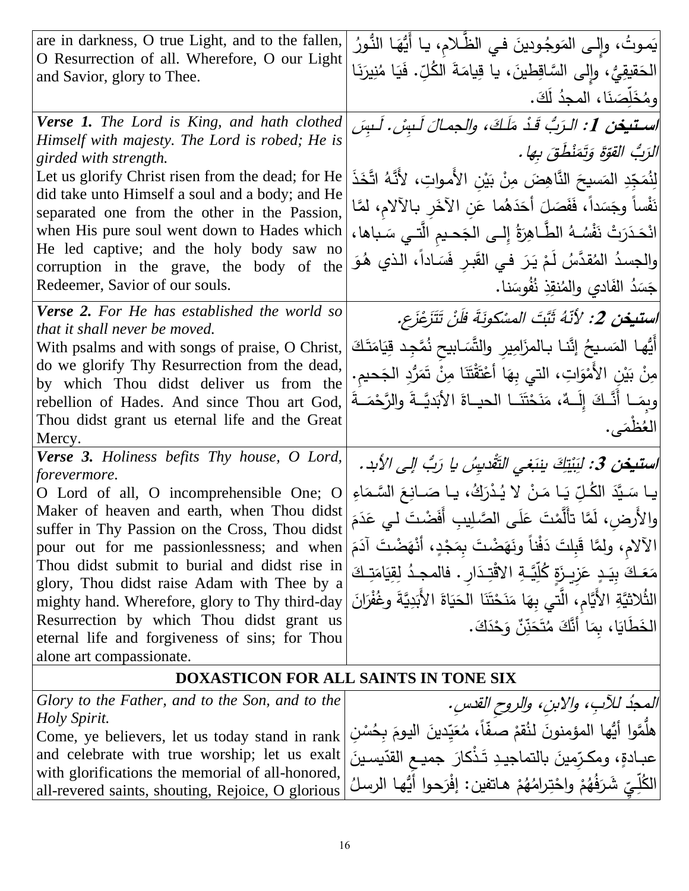| | |
|---|---|
| are in darkness, O true Light, and to the fallen, O Resurrection of all. Wherefore, O our Light and Savior, glory to Thee. | يَموتُ، وإِلى المَوجُودينَ في الظَّلامِ، يا أَيُّهَا النُّورُ الحَقيقِيُّ، وإِلى السَّاقِطينَ، يا قِيامَةَ الكُلِّ. فَيَا مُنيرَنَا ومُخَلِّصَنَا، المجدُ لَكَ. |
| ***Verse 1.*** *The Lord is King, and hath clothed Himself with majesty. The Lord is robed; He is girded with strength.* Let us glorify Christ risen from the dead; for He did take unto Himself a soul and a body; and He separated one from the other in the Passion, when His pure soul went down to Hades which He led captive; and the holy body saw no corruption in the grave, the body of the Redeemer, Savior of our souls. | ***استيخن 1:*** *الرَبُّ قَدْ مَلَكَ، والجمالَ لَبِسْ. لَبِسَ الرَبُّ القوّةَ وَتَمَنْطَقَ بِها.* لِنُمَجِّدِ المَسيحَ النَّاهِضَ مِنْ بَيْنِ الأَمواتِ، لأَنَّهُ اتَّخَذَ نَفْساً وجَسَداً، فَفَصَلَ أَحَدَهُما عَنِ الآخَرِ بالآلامِ، لمَّا انْحَدَرَتْ نَفْسُهُ الطَّاهِرَةُ إِلى الجَحيمِ الَّتي سَباها، والجسدُ المُقدَّسُ لَمْ يَرَ في القَبرِ فَساداً، الذي هُوَ جَسَدُ الفَادي والمُنقِذِ نُفُوسَنا. |
| ***Verse 2.*** *For He has established the world so that it shall never be moved.* With psalms and with songs of praise, O Christ, do we glorify Thy Resurrection from the dead, by which Thou didst deliver us from the rebellion of Hades. And since Thou art God, Thou didst grant us eternal life and the Great Mercy. | ***استيخن 2:*** *لأنّهُ ثَبَّتَ المسْكونَةَ فلَنْ تَتَزَعْزَع.* أَيُّها المَسيحُ إنَّنا بالمزَامِيرِ والتَّسَابيحِ نُمَّجِد قِيَامَتَكَ مِنْ بَيْنِ الأَمْوَاتِ، التي بِهَا أَعْتَقْتَنَا مِنْ تَمَرُّدِ الجَحيمِ. وبِمَا أَنَّكَ إِلَهٌ، مَنَحْتَنَا الحياةَ الأَبَديَّةَ والرَّحْمَةَ العُظْمَى. |
| ***Verse 3.*** *Holiness befits Thy house, O Lord, forevermore.* O Lord of all, O incomprehensible One; O Maker of heaven and earth, when Thou didst suffer in Thy Passion on the Cross, Thou didst pour out for me passionlessness; and when Thou didst submit to burial and didst rise in glory, Thou didst raise Adam with Thee by a mighty hand. Wherefore, glory to Thy third-day Resurrection by which Thou didst grant us eternal life and forgiveness of sins; for Thou alone art compassionate. | ***استيخن 3:*** *لِبَيْتِكَ ينبَغي التَّقْديسُ يا رَبُّ إلى الأبد.* يا سَيِّدَ الكُلِّ يَا مَنْ لا يُدْرَكُ، يا صَانِعَ السَّمَاءِ والأَرضِ، لَمَّا تأَلَّمْتَ عَلَى الصَّلِيبِ أَفَضْتَ لي عَدَمَ الآلامِ، ولمَّا قَبِلتَ دَفْناً ونَهَضْتَ بِمَجْدٍ، أَنْهَضْتَ آدَمَ مَعَكَ بِيَدٍ عَزِيزَةٍ كُلِّيَّةِ الاقْتِدَارِ. فالمجدُ لِقِيَامَتِكَ الثُّلاثيَّةِ الأَيَّامِ، الَّتي بِهَا مَنَحْتَنَا الحَيَاةَ الأَبَدِيَّةَ وغُفْرَانَ الخَطَايَا، بِمَا أَنَّكَ مُتَحَنِّنٌ وَحْدَكَ. |
| **DOXASTICON FOR ALL SAINTS IN TONE SIX** | |
| *Glory to the Father, and to the Son, and to the Holy Spirit.* Come, ye believers, let us today stand in rank and celebrate with true worship; let us exalt with glorifications the memorial of all-honored, all-revered saints, shouting, Rejoice, O glorious | *المجدُ للآبِ، والابنِ، والروحِ القدسِ.* هلُمَّوا أيُّها المؤمنونَ لنُقِمْ صفّاً، مُعَيِّدينَ اليومَ بِحُسْنِ عبادةٍ، ومكرّمينَ بالتماجيدِ تَذْكارَ جميعِ القدّيسينَ الكُلِّيِّ شَرَفُهُمْ واحْتِرامُهُمْ هاتفين: إفْرَحوا أيُّها الرسلُ |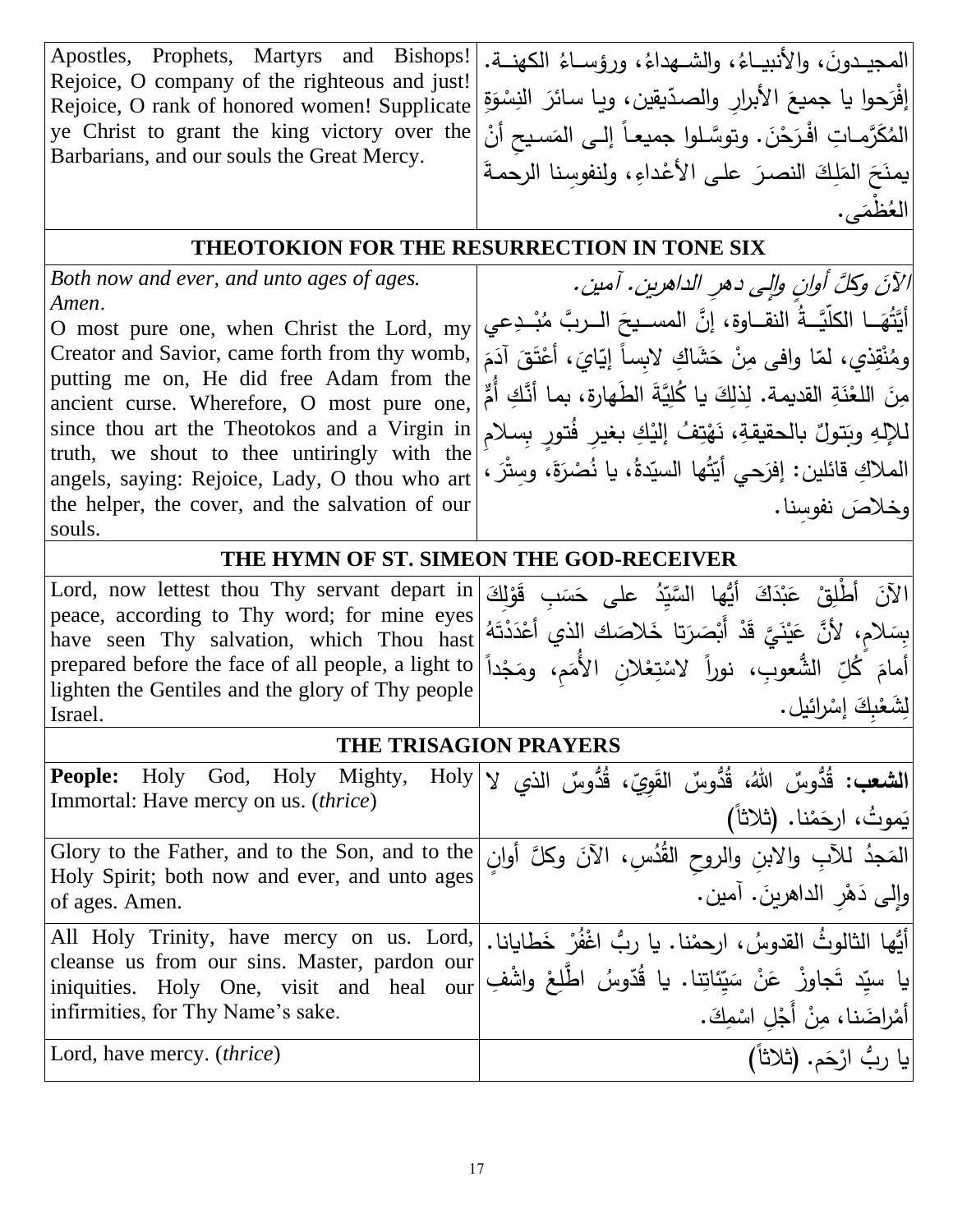| | |
|---|---|
| Apostles, Prophets, Martyrs and Bishops! Rejoice, O company of the righteous and just! Rejoice, O rank of honored women! Supplicate ye Christ to grant the king victory over the Barbarians, and our souls the Great Mercy. | المجيـدونَ، والأنبيـاءُ، والشـهداءُ، ورؤسـاءُ الكهنـة. إفْرَحوا يا جميعَ الأبرارِ والصدّيقين، ويا سائرَ النِسْوَةِ المُكَرَّمـاتِ افْـرَحْنَ. وتوسَّـلوا جميعـاً إلـى المَسـيحِ أنْ يمنَحَ المَلِكَ النصرَ على الأعْداءِ، ولنفوسِنا الرحمةَ العُظْمَى. |

**THEOTOKION FOR THE RESURRECTION IN TONE SIX**

| | |
|---|---|
| *Both now and ever, and unto ages of ages. Amen.* O most pure one, when Christ the Lord, my Creator and Savior, came forth from thy womb, putting me on, He did free Adam from the ancient curse. Wherefore, O most pure one, since thou art the Theotokos and a Virgin in truth, we shout to thee untiringly with the angels, saying: Rejoice, Lady, O thou who art the helper, the cover, and the salvation of our souls. | *الآنَ وكلَّ أوانٍ وإلى دهرِ الداهرين. آمين.* أيَّتُهَـا الكلّيَّـةُ النقـاوة، إنَّ المسـيحَ الـربَّ مُبْـدِعي ومُنْقِذي، لمّا وافى مِنْ حَشَاكِ لابِساً إيّايَ، أعْتَقَ آدَمَ مِنَ اللعْنَةِ القديمة. لِذلِكَ يا كُلِيَّةَ الطَهارة، بما أنَّكِ أُمٌّ للإلهِ وبَتولٌ بالحقيقةِ، نَهْتِفُ إليْكِ بغيرِ فُتورٍ بِسلامِ الملاكِ قائلين: إفرَحي أيّتُها السيّدةُ، يا نُصْرَةَ، وسِتْرَ، وخلاصَ نفوسِنا. |

**THE HYMN OF ST. SIMEON THE GOD-RECEIVER**

| | |
|---|---|
| Lord, now lettest thou Thy servant depart in peace, according to Thy word; for mine eyes have seen Thy salvation, which Thou hast prepared before the face of all people, a light to lighten the Gentiles and the glory of Thy people Israel. | الآنَ أَطْلِقْ عَبْدَكَ أيُّها السَّيِّدُ على حَسَبِ قَوْلِكَ بِسَلامٍ، لأنَّ عَيْنَيَّ قَدْ أَبْصَرَتا خَلاصَك الذي أعْدَدْتَهُ أمامَ كُلِّ الشُّعوبِ، نوراً لاسْتِعْلانِ الأُمَمِ، ومَجْداً لِشَعْبِكَ إسْرائيل. |

**THE TRISAGION PRAYERS**

| | |
|---|---|
| **People:** Holy God, Holy Mighty, Holy Immortal: Have mercy on us. (*thrice*) | **الشعب:** قُدُّوسٌ اللهُ، قُدُّوسٌ القَوِيّ، قُدُّوسٌ الذي لا يَموتُ، ارحَمْنا. (ثلاثاً) |
| Glory to the Father, and to the Son, and to the Holy Spirit; both now and ever, and unto ages of ages. Amen. | المَجدُ للآبِ والابنِ والروحِ القُدُسِ، الآنَ وكلَّ أوانٍ وإلى دَهْرِ الداهرينَ. آمين. |
| All Holy Trinity, have mercy on us. Lord, cleanse us from our sins. Master, pardon our iniquities. Holy One, visit and heal our infirmities, for Thy Name's sake. | أيُّها الثالوثُ القدوسُ، ارحمْنا. يا ربُّ اغْفُرْ خَطايانا. يا سيِّد تَجاوزْ عَنْ سَيِّئاتِنا. يا قُدّوسُ اطَّلِعْ واشْفِ أمْراضَنا، مِنْ أَجْلِ اسْمِكَ. |
| Lord, have mercy. (*thrice*) | يا ربُّ ارْحَم. (ثلاثاً) |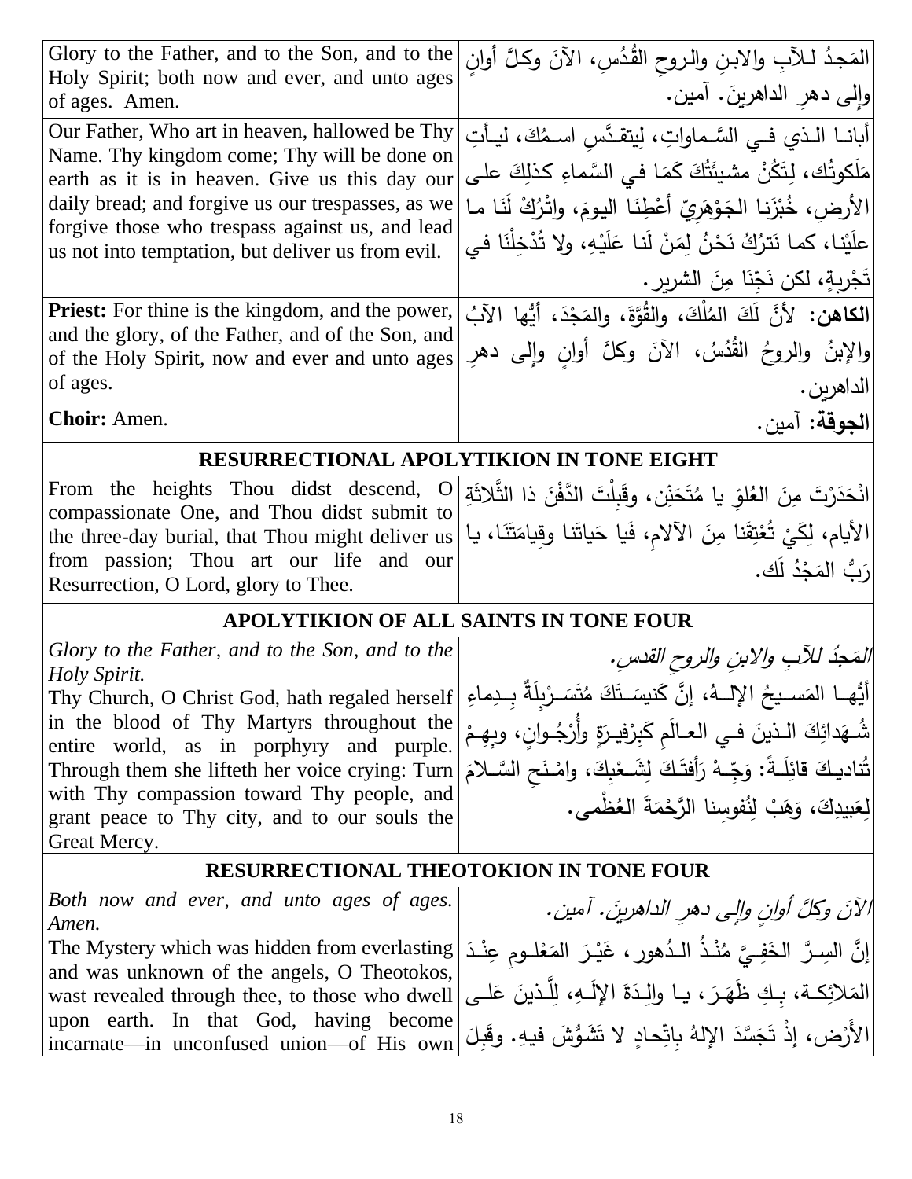| | |
|---|---|
| Glory to the Father, and to the Son, and to the Holy Spirit; both now and ever, and unto ages of ages. Amen. | المَجدُ لـلآبِ والابـنِ والـروحِ القُدُسِ، الآنَ وكـلَّ أوانٍ وإلى دهرِ الداهرينَ. آمين. |
| Our Father, Who art in heaven, hallowed be Thy Name. Thy kingdom come; Thy will be done on earth as it is in heaven. Give us this day our daily bread; and forgive us our trespasses, as we forgive those who trespass against us, and lead us not into temptation, but deliver us from evil. | أبانـا الـذي فـي السَّـماواتِ، لِيتقـدَّسِ اسـمُكَ، ليـأتِ مَلَكوتُك، لِتَكُنْ مشيئَتُكَ كَمَا في السَّماءِ كذلِكَ على الأرضِ، خُبْزَنا الجَوْهَرِيّ أعْطِنَا اليومَ، واتْرُكْ لَنَا ما علَيْنا، كما نَترُكُ نَحْنُ لِمَنْ لَنا عَلَيْهِ، ولا تُدْخِلْنَا في تَجْرِبةٍ، لكن نَجِّنَا مِنَ الشرير. |
| **Priest:** For thine is the kingdom, and the power, and the glory, of the Father, and of the Son, and of the Holy Spirit, now and ever and unto ages of ages. | **الكاهن:** لأنَّ لَكَ المُلْكَ، والقُوَّةَ، والمَجْدَ، أيُّها الآبُ والإبنُ والروحُ القُدُسُ، الآنَ وكلَّ أوانٍ وإلى دهرِ الداهرين. |
| **Choir:** Amen. | **الجوقة:** آمين. |
| **RESURRECTIONAL APOLYTIKION IN TONE EIGHT** | |
| From the heights Thou didst descend, O compassionate One, and Thou didst submit to the three-day burial, that Thou might deliver us from passion; Thou art our life and our Resurrection, O Lord, glory to Thee. | انْحَدَرْتَ مِنَ العُلوّ يا مُتَحَنِّن، وقَبِلْتَ الدَّفْنَ ذا الثَّلاثَةِ الأيام، لِكَيْ تُعْتِقَنا مِنَ الآلامِ، فَيا حَياتَنا وقِيامَتَنَا، يا رَبُّ المَجْدُ لَك. |
| **APOLYTIKION OF ALL SAINTS IN TONE FOUR** | |
| *Glory to the Father, and to the Son, and to the Holy Spirit.*<br>Thy Church, O Christ God, hath regaled herself in the blood of Thy Martyrs throughout the entire world, as in porphyry and purple. Through them she lifteth her voice crying: Turn with Thy compassion toward Thy people, and grant peace to Thy city, and to our souls the Great Mercy. | *المَجدُ للآبِ والابنِ والروحِ القدسِ.*<br>أيُّهـا المَسـيحُ الإلــهُ، إنَّ كَنيسَـتَكَ مُتَسَـرْبِلَةٌ بـِدِماءِ شُـهَدائِكَ الـذينَ فـي العـالَمِ كَبِرْفيـرَةٍ وأُرْجُـوانٍ، وبِهِـمْ تُناديـكَ قائِلَـةً: وَجِّـهْ رَأفتَـكَ لِشَـعْبِكَ، وامْـنَحِ السَّـلامَ لِعَبيدِكَ، وَهَبْ لِنُفوسِنا الرَّحْمَةَ العُظْمى. |
| **RESURRECTIONAL THEOTOKION IN TONE FOUR** | |
| *Both now and ever, and unto ages of ages. Amen.*<br>The Mystery which was hidden from everlasting and was unknown of the angels, O Theotokos, wast revealed through thee, to those who dwell upon earth. In that God, having become incarnate—in unconfused union—of His own | *الآنَ وكلَّ أوانٍ وإلى دهرِ الداهرينَ. آمين.*<br>إنَّ السِرَّ الخَفِـيَّ مُنْـذُ الـدُهور، غَيْـرَ المَعْلـومِ عِنْـدَ المَلائِكـة، بِـكِ ظَهَـرَ، يـا والِـدَةَ الإلَـهِ، لِلَّـذينَ عَلـى الأَرْض، إذْ تَجَسَّدَ الإلهُ بِاتِّحادٍ لا تَشَوُّشَ فيهِ. وقَبِلَ |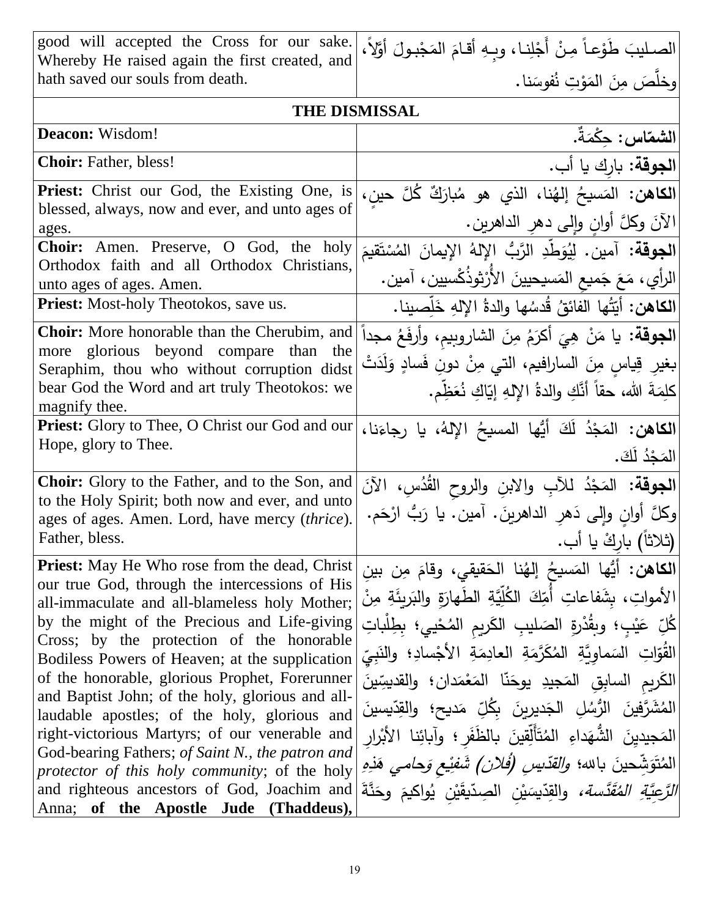| | |
|---|---|
| good will accepted the Cross for our sake. Whereby He raised again the first created, and hath saved our souls from death. | الصـليبَ طَوْعـاً مِـنْ أَجْلِنـا، وبِـهِ أقـامَ المَجْبـولَ أوَّلاً، وخلَّصَ مِنَ المَوْتِ نُفوسَنا. |
| **THE DISMISSAL** | |
| **Deacon:** Wisdom! | **الشمّاس:** حِكْمَةٌ. |
| **Choir:** Father, bless! | **الجوقة:** بارِك يا أب. |
| **Priest:** Christ our God, the Existing One, is blessed, always, now and ever, and unto ages of ages. | **الكاهن:** المَسيحُ إلهُنا، الذي هو مُبارَكٌ كُلَّ حينٍ، الآنَ وكلَّ أوانٍ وإلى دهرِ الداهرين. |
| **Choir:** Amen. Preserve, O God, the holy Orthodox faith and all Orthodox Christians, unto ages of ages. Amen. | **الجوقة:** آمين. لِيُوَطِّدِ الرَّبُّ الإلهُ الإيمانَ المُسْتَقيمَ الرأيِ، مَعَ جَميعِ المَسيحيينَ الأُرْثوذُكْسيين، آمين. |
| **Priest:** Most-holy Theotokos, save us. | **الكاهن:** أيَّتُها الفائقُ قُدسُها والدةُ الإلهِ خَلِّصينا. |
| **Choir:** More honorable than the Cherubim, and more glorious beyond compare than the Seraphim, thou who without corruption didst bear God the Word and art truly Theotokos: we magnify thee. | **الجوقة:** يا مَنْ هِيَ أكرَمُ مِنَ الشاروبيم، وأرفَعُ مجداً بغيرِ قِياسٍ مِنَ السارافيم، التي مِنْ دونِ فَسادٍ وَلَدَتْ كلِمَةَ الله، حقاً أنَّكِ والدةُ الإلهِ إيّاكِ نُعَظِّم. |
| **Priest:** Glory to Thee, O Christ our God and our Hope, glory to Thee. | **الكاهن:** المَجْدُ لَكَ أيُّها المسيحُ الإلهُ، يا رجاءَنا، المَجْدُ لَكَ. |
| **Choir:** Glory to the Father, and to the Son, and to the Holy Spirit; both now and ever, and unto ages of ages. Amen. Lord, have mercy (*thrice*). Father, bless. | **الجوقة:** المَجْدُ للآبِ والابنِ والروحِ القُدُسِ، الآنَ وكلَّ أوانٍ وإلى دَهرِ الداهرينَ. آمين. يا رَبُّ ارْحَم. (ثلاثاً) بارِكْ يا أب. |
| **Priest:** May He Who rose from the dead, Christ our true God, through the intercessions of His all-immaculate and all-blameless holy Mother; by the might of the Precious and Life-giving Cross; by the protection of the honorable Bodiless Powers of Heaven; at the supplication of the honorable, glorious Prophet, Forerunner and Baptist John; of the holy, glorious and all-laudable apostles; of the holy, glorious and right-victorious Martyrs; of our venerable and God-bearing Fathers; *of Saint N., the patron and protector of this holy community*; of the holy and righteous ancestors of God, Joachim and Anna; **of the Apostle Jude (Thaddeus),** | **الكاهن:** أيُّها المَسيحُ إلهُنا الحَقيقي، وقامَ مِن بينِ الأمواتِ، بِشَفاعاتِ أُمِّكَ الكُلِّيَّةِ الطَهارَةِ والبَريئَةِ مِنْ كُلِّ عَيْبٍ؛ وبقُدْرَةِ الصَليبِ الكَريمِ المُحْيي؛ بِطِلْباتِ القُوّاتِ السَماوِيَّةِ المُكَرَّمَةِ العادِمَةِ الأجْسادِ؛ والنَبِيِّ الكَريمِ السابِقِ المَجيدِ يوحَنّا المَعْمَدان؛ والقديسِّينَ المُشَرَّفينَ الرُّسُلِ الجَديرينَ بِكُلِّ مَديح؛ والقِدّيسينَ المَجيدينَ الشُّهَداءِ المُتَأَلِّقينَ بالظَفَرِ؛ وآبائِنا الأبْرارِ المُتَوَشِّحينَ بالله؛ *والقدّيسِ (فُلان) شَفيْعِ وَحامي هَذِهِ الرَّعِيَّةِ المُقَدَّسة*، والقِدّيسَيْنِ الصِدّيقَيْنِ يُواكيمَ وحَنَّةَ |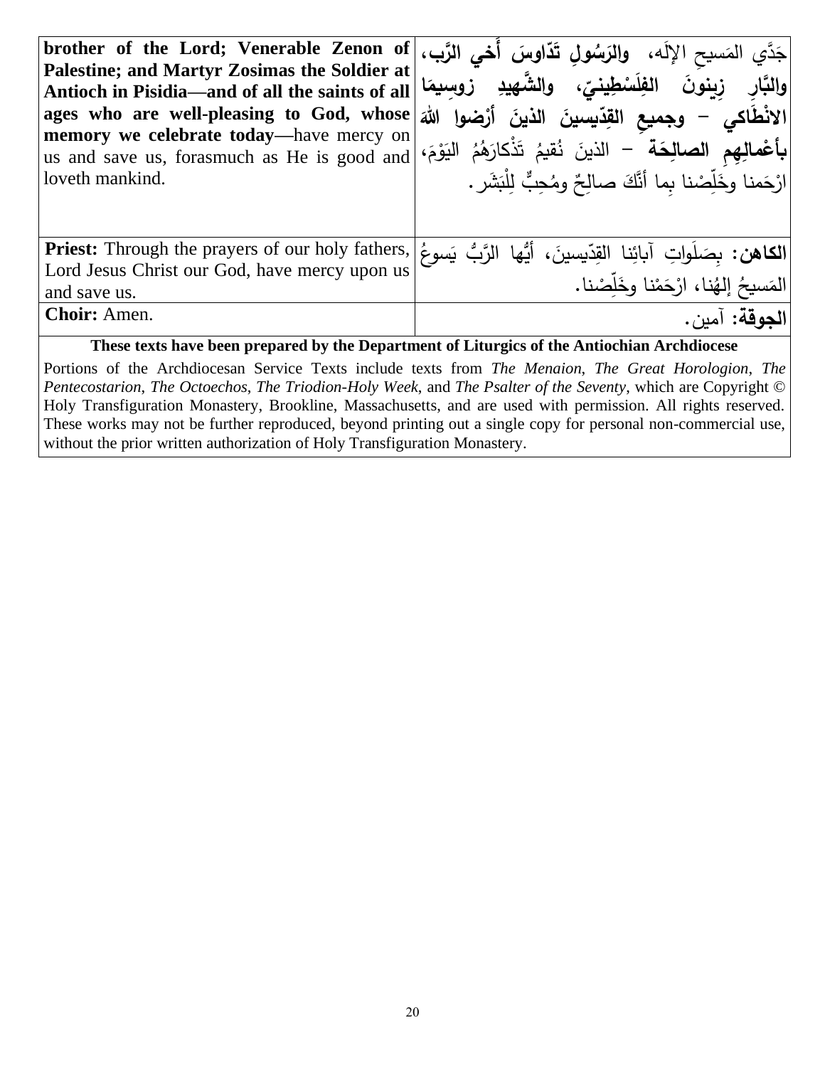| | |
|---|---|
| **brother of the Lord; Venerable Zenon of Palestine; and Martyr Zosimas the Soldier at Antioch in Pisidia—and of all the saints of all ages who are well-pleasing to God, whose memory we celebrate today**—have mercy on us and save us, forasmuch as He is good and loveth mankind. | جَدَّي المَسيحِ الإلَه، **والرَسُولِ تَدّاوسَ أَخي الرَّب، والبَّارِ زِينونَ الفِلَسْطِينيّ، والشَّهيدِ زوسِيمَا الانْطَاكي – وجميعِ القِدّيسينَ الذينَ أرْضوا اللهَ بأعْمالِهِمِ الصالِحَة** – الذينَ نُقيمُ تَذْكارَهُمُ اليَوْمَ، ارْحَمنا وخَلِّصْنا بِما أنَّكَ صالِحٌ ومُحِبٌّ لِلْبَشَر. |
| **Priest:** Through the prayers of our holy fathers, Lord Jesus Christ our God, have mercy upon us and save us. | **الكاهن:** بِصَلَواتِ آبائِنا القِدّيسينَ، أيُّها الرَّبُّ يَسوعُ المَسيحُ إلهُنا، ارْحَمْنا وخَلِّصْنا. |
| **Choir:** Amen. | **الجوقة:** آمين. |

**These texts have been prepared by the Department of Liturgics of the Antiochian Archdiocese**

Portions of the Archdiocesan Service Texts include texts from *The Menaion*, *The Great Horologion*, *The Pentecostarion*, *The Octoechos*, *The Triodion-Holy Week*, and *The Psalter of the Seventy*, which are Copyright © Holy Transfiguration Monastery, Brookline, Massachusetts, and are used with permission. All rights reserved. These works may not be further reproduced, beyond printing out a single copy for personal non-commercial use, without the prior written authorization of Holy Transfiguration Monastery.